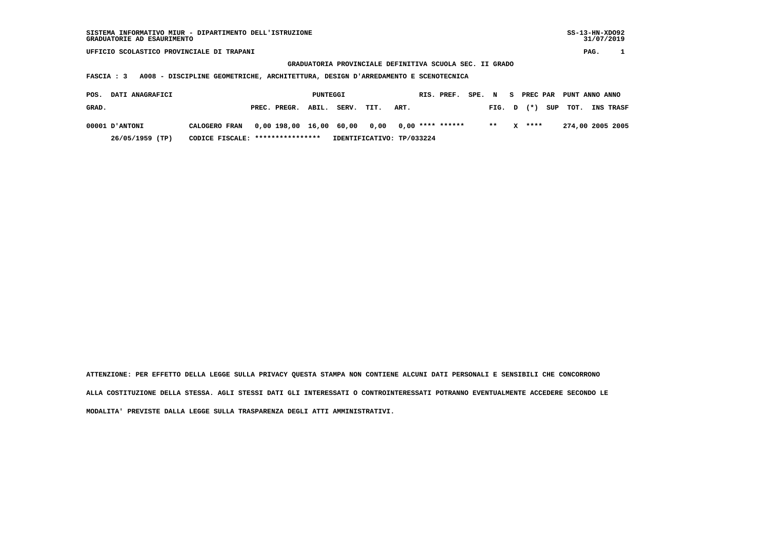SISTEMA INFORMATIVO MIUR - DIPARTIMENTO DELL'ISTRUZIONE
GRADUATORIE AD ESAURIMENTO

SS-13-HN-XDO92
31/07/2019

UFFICIO SCOLASTICO PROVINCIALE DI TRAPANI

## GRADUATORIA PROVINCIALE DEFINITIVA SCUOLA SEC. II GRADO

**FASCIA : 3 A008 - DISCIPLINE GEOMETRICHE, ARCHITETTURA, DESIGN D'ARREDAMENTO E SCENOTECNICA**

| POS. GRAD. | DATI ANAGRAFICI | | PUNTEGGI PREC. | PREGR. | ABIL. | SERV. | TIT. | ART. | RIS. | PREF. | SPE. | N FIG. | S D | PREC PAR (*) | SUP | PUNT TOT. | ANNO INS | ANNO TRASF |
|---|---|---|---|---|---|---|---|---|---|---|---|---|---|---|---|---|---|---|
| 00001 | D'ANTONI | CALOGERO FRAN | 0,00 | 198,00 | 16,00 | 60,00 | 0,00 | 0,00 | **** | ****** | | ** | X | **** | | 274,00 | 2005 | 2005 |
| | 26/05/1959 (TP) | CODICE FISCALE: **************** | IDENTIFICATIVO: TP/033224 | | | | | | | | | | | | | | | |

ATTENZIONE: PER EFFETTO DELLA LEGGE SULLA PRIVACY QUESTA STAMPA NON CONTIENE ALCUNI DATI PERSONALI E SENSIBILI CHE CONCORRONO ALLA COSTITUZIONE DELLA STESSA. AGLI STESSI DATI GLI INTERESSATI O CONTROINTERESSATI POTRANNO EVENTUALMENTE ACCEDERE SECONDO LE MODALITA' PREVISTE DALLA LEGGE SULLA TRASPARENZA DEGLI ATTI AMMINISTRATIVI.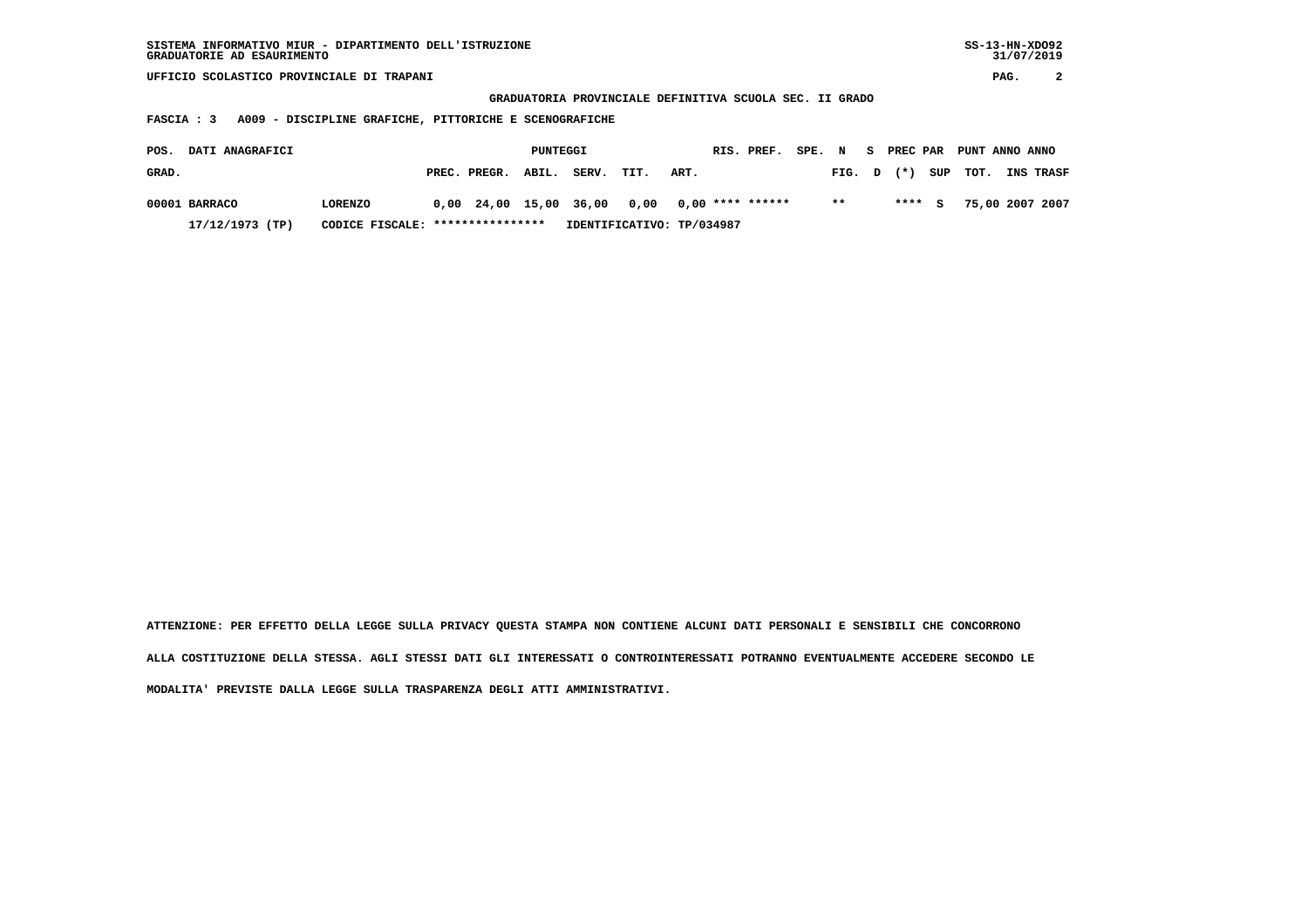SISTEMA INFORMATIVO MIUR - DIPARTIMENTO DELL'ISTRUZIONE
GRADUATORIE AD ESAURIMENTO

UFFICIO SCOLASTICO PROVINCIALE DI TRAPANI

**GRADUATORIA PROVINCIALE DEFINITIVA SCUOLA SEC. II GRADO**

**FASCIA : 3 A009 - DISCIPLINE GRAFICHE, PITTORICHE E SCENOGRAFICHE**

| POS. GRAD. | DATI ANAGRAFICI | | PREC. | PREGR. | ABIL. | SERV. | TIT. | ART. | RIS. | PREF. | SPE. | N FIG. | S D | PREC (*) | PAR SUP | PUNT TOT. | ANNO INS | ANNO TRASF |
|---|---|---|---|---|---|---|---|---|---|---|---|---|---|---|---|---|---|---|
| 00001 | BARRACO | LORENZO | 0,00 | 24,00 | 15,00 | 36,00 | 0,00 | 0,00 | **** | ****** | | ** | | **** | S | 75,00 | 2007 | 2007 |
| | 17/12/1973 (TP) | CODICE FISCALE: **************** | IDENTIFICATIVO: TP/034987 | | | | | | | | | | | | | | | |

ATTENZIONE: PER EFFETTO DELLA LEGGE SULLA PRIVACY QUESTA STAMPA NON CONTIENE ALCUNI DATI PERSONALI E SENSIBILI CHE CONCORRONO ALLA COSTITUZIONE DELLA STESSA. AGLI STESSI DATI GLI INTERESSATI O CONTROINTERESSATI POTRANNO EVENTUALMENTE ACCEDERE SECONDO LE MODALITA' PREVISTE DALLA LEGGE SULLA TRASPARENZA DEGLI ATTI AMMINISTRATIVI.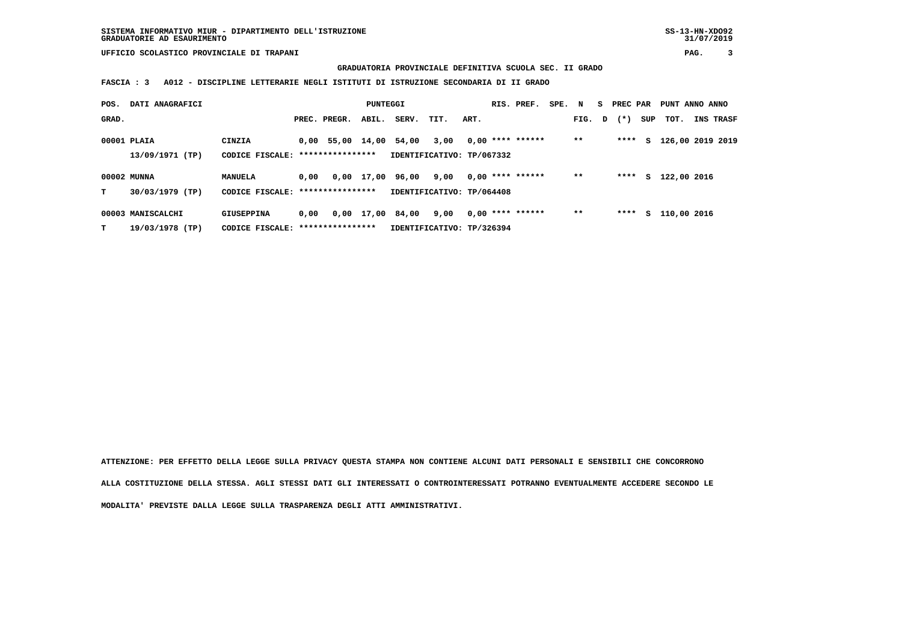SISTEMA INFORMATIVO MIUR - DIPARTIMENTO DELL'ISTRUZIONE
GRADUATORIE AD ESAURIMENTO

SS-13-HN-XDO92
31/07/2019

UFFICIO SCOLASTICO PROVINCIALE DI TRAPANI

**GRADUATORIA PROVINCIALE DEFINITIVA SCUOLA SEC. II GRADO**

**FASCIA : 3 A012 - DISCIPLINE LETTERARIE NEGLI ISTITUTI DI ISTRUZIONE SECONDARIA DI II GRADO**

| POS. GRAD. | DATI ANAGRAFICI | | PREC. | PREGR. | ABIL. | SERV. | TIT. | ART. | RIS. PREF. | SPE. | N FIG. | S D | PREC PAR (*) | SUP | PUNT TOT. | ANNO INS | ANNO TRASF |
|---|---|---|---|---|---|---|---|---|---|---|---|---|---|---|---|---|---|
| 00001 | PLAIA | CINZIA | 0,00 | 55,00 | 14,00 | 54,00 | 3,00 | 0,00 | **** ****** | | ** | | **** | S | 126,00 | 2019 | 2019 |
| | 13/09/1971 (TP) | CODICE FISCALE: **************** | IDENTIFICATIVO: TP/067332 | | | | | | | | | | | | | | |
| 00002 | MUNNA | MANUELA | 0,00 | 0,00 | 17,00 | 96,00 | 9,00 | 0,00 | **** ****** | | ** | | **** | S | 122,00 | 2016 | |
| T | 30/03/1979 (TP) | CODICE FISCALE: **************** | IDENTIFICATIVO: TP/064408 | | | | | | | | | | | | | | |
| 00003 | MANISCALCHI | GIUSEPPINA | 0,00 | 0,00 | 17,00 | 84,00 | 9,00 | 0,00 | **** ****** | | ** | | **** | S | 110,00 | 2016 | |
| T | 19/03/1978 (TP) | CODICE FISCALE: **************** | IDENTIFICATIVO: TP/326394 | | | | | | | | | | | | | | |

**ATTENZIONE: PER EFFETTO DELLA LEGGE SULLA PRIVACY QUESTA STAMPA NON CONTIENE ALCUNI DATI PERSONALI E SENSIBILI CHE CONCORRONO ALLA COSTITUZIONE DELLA STESSA. AGLI STESSI DATI GLI INTERESSATI O CONTROINTERESSATI POTRANNO EVENTUALMENTE ACCEDERE SECONDO LE MODALITA' PREVISTE DALLA LEGGE SULLA TRASPARENZA DEGLI ATTI AMMINISTRATIVI.**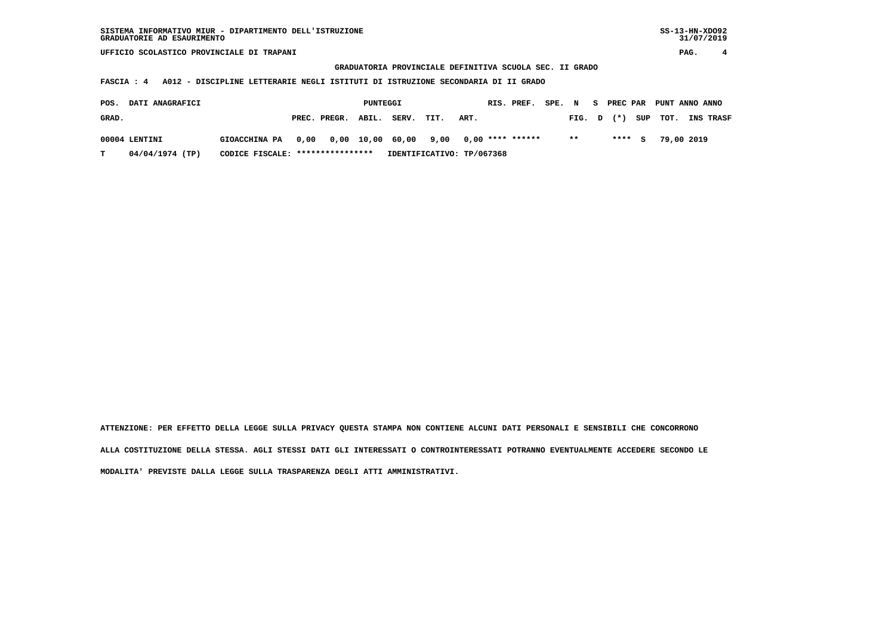SISTEMA INFORMATIVO MIUR - DIPARTIMENTO DELL'ISTRUZIONE
GRADUATORIE AD ESAURIMENTO

UFFICIO SCOLASTICO PROVINCIALE DI TRAPANI

**GRADUATORIA PROVINCIALE DEFINITIVA SCUOLA SEC. II GRADO**

**FASCIA : 4 A012 - DISCIPLINE LETTERARIE NEGLI ISTITUTI DI ISTRUZIONE SECONDARIA DI II GRADO**

| POS. GRAD. | DATI ANAGRAFICI | | PREC. | PREGR. | ABIL. | SERV. | TIT. | ART. | RIS. | PREF. | SPE. FIG. | N D | S (*) | PREC PAR SUP | PUNT TOT. | ANNO INS | ANNO TRASF |
|---|---|---|---|---|---|---|---|---|---|---|---|---|---|---|---|---|---|
| 00004 | LENTINI | GIOACCHINA PA | 0,00 | 0,00 | 10,00 | 60,00 | 9,00 | 0,00 | **** | ****** | ** | | **** | S | 79,00 | 2019 | |
| T | 04/04/1974 (TP) | CODICE FISCALE: **************** | IDENTIFICATIVO: TP/067368 | | | | | | | | | | | | | | |

**ATTENZIONE: PER EFFETTO DELLA LEGGE SULLA PRIVACY QUESTA STAMPA NON CONTIENE ALCUNI DATI PERSONALI E SENSIBILI CHE CONCORRONO ALLA COSTITUZIONE DELLA STESSA. AGLI STESSI DATI GLI INTERESSATI O CONTROINTERESSATI POTRANNO EVENTUALMENTE ACCEDERE SECONDO LE MODALITA' PREVISTE DALLA LEGGE SULLA TRASPARENZA DEGLI ATTI AMMINISTRATIVI.**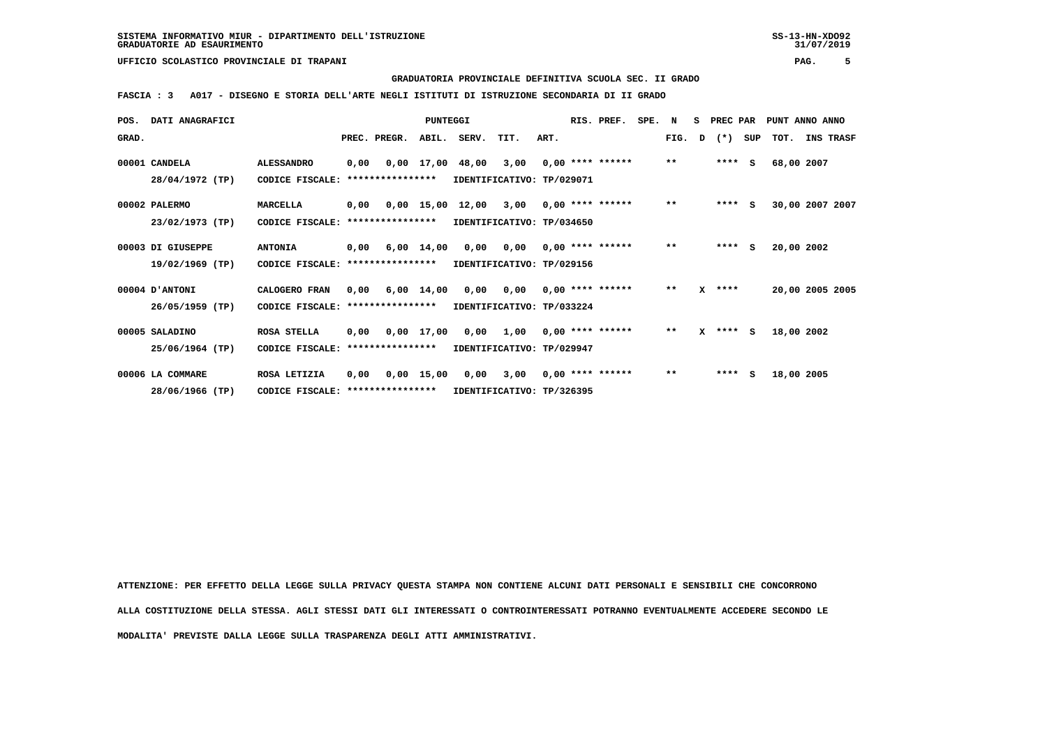SISTEMA INFORMATIVO MIUR - DIPARTIMENTO DELL'ISTRUZIONE
GRADUATORIE AD ESAURIMENTO

UFFICIO SCOLASTICO PROVINCIALE DI TRAPANI

**GRADUATORIA PROVINCIALE DEFINITIVA SCUOLA SEC. II GRADO**

**FASCIA : 3 A017 - DISEGNO E STORIA DELL'ARTE NEGLI ISTITUTI DI ISTRUZIONE SECONDARIA DI II GRADO**

| POS. GRAD. | DATI ANAGRAFICI | | PREC. | PREGR. | ABIL. | SERV. | TIT. | ART. | RIS. PREF. | SPE. | N FIG. | S D | PREC PAR (*) | SUP | PUNT TOT. | ANNO INS | ANNO TRASF |
|---|---|---|---|---|---|---|---|---|---|---|---|---|---|---|---|---|---|
| 00001 | CANDELA 28/04/1972 (TP) | ALESSANDRO CODICE FISCALE: **************** IDENTIFICATIVO: TP/029071 | 0,00 | 0,00 | 17,00 | 48,00 | 3,00 | 0,00 | **** ****** | | ** | | **** | S | 68,00 | 2007 | |
| 00002 | PALERMO 23/02/1973 (TP) | MARCELLA CODICE FISCALE: **************** IDENTIFICATIVO: TP/034650 | 0,00 | 0,00 | 15,00 | 12,00 | 3,00 | 0,00 | **** ****** | | ** | | **** | S | 30,00 | 2007 | 2007 |
| 00003 | DI GIUSEPPE 19/02/1969 (TP) | ANTONIA CODICE FISCALE: **************** IDENTIFICATIVO: TP/029156 | 0,00 | 6,00 | 14,00 | 0,00 | 0,00 | 0,00 | **** ****** | | ** | | **** | S | 20,00 | 2002 | |
| 00004 | D'ANTONI 26/05/1959 (TP) | CALOGERO FRAN CODICE FISCALE: **************** IDENTIFICATIVO: TP/033224 | 0,00 | 6,00 | 14,00 | 0,00 | 0,00 | 0,00 | **** ****** | | ** | X | **** | | 20,00 | 2005 | 2005 |
| 00005 | SALADINO 25/06/1964 (TP) | ROSA STELLA CODICE FISCALE: **************** IDENTIFICATIVO: TP/029947 | 0,00 | 0,00 | 17,00 | 0,00 | 1,00 | 0,00 | **** ****** | | ** | X | **** | S | 18,00 | 2002 | |
| 00006 | LA COMMARE 28/06/1966 (TP) | ROSA LETIZIA CODICE FISCALE: **************** IDENTIFICATIVO: TP/326395 | 0,00 | 0,00 | 15,00 | 0,00 | 3,00 | 0,00 | **** ****** | | ** | | **** | S | 18,00 | 2005 | |

ATTENZIONE: PER EFFETTO DELLA LEGGE SULLA PRIVACY QUESTA STAMPA NON CONTIENE ALCUNI DATI PERSONALI E SENSIBILI CHE CONCORRONO ALLA COSTITUZIONE DELLA STESSA. AGLI STESSI DATI GLI INTERESSATI O CONTROINTERESSATI POTRANNO EVENTUALMENTE ACCEDERE SECONDO LE MODALITA' PREVISTE DALLA LEGGE SULLA TRASPARENZA DEGLI ATTI AMMINISTRATIVI.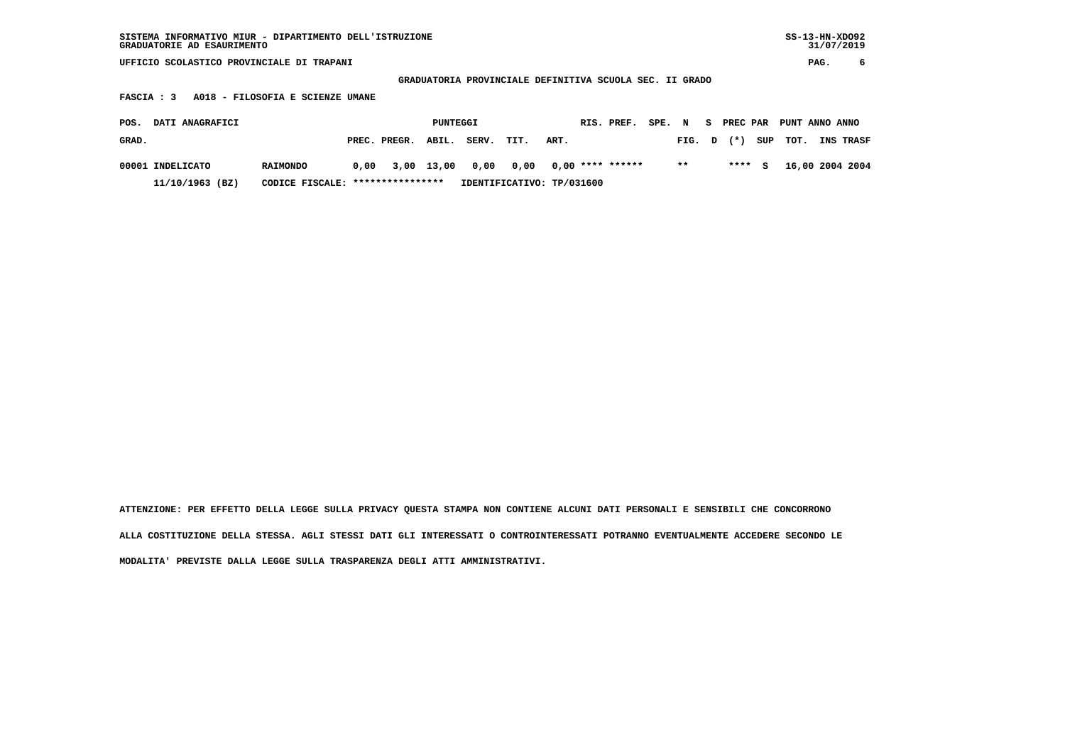UFFICIO SCOLASTICO PROVINCIALE DI TRAPANI

GRADUATORIA PROVINCIALE DEFINITIVA SCUOLA SEC. II GRADO

FASCIA : 3 A018 - FILOSOFIA E SCIENZE UMANE

| POS. GRAD. | DATI ANAGRAFICI | | PUNTEGGI PREC. | PREGR. | ABIL. | SERV. | TIT. | ART. | RIS. | PREF. | SPE. FIG. | N D | S (*) | PREC PAR SUP | PUNT TOT. | ANNO INS | ANNO TRASF |
|---|---|---|---|---|---|---|---|---|---|---|---|---|---|---|---|---|---|
| 00001 | INDELICATO | RAIMONDO | 0,00 | 3,00 | 13,00 | 0,00 | 0,00 | 0,00 | **** | ****** | ** | | **** | S | 16,00 | 2004 | 2004 |
| | 11/10/1963 (BZ) | CODICE FISCALE: **************** | IDENTIFICATIVO: TP/031600 | | | | | | | | | | | | | | |

ATTENZIONE: PER EFFETTO DELLA LEGGE SULLA PRIVACY QUESTA STAMPA NON CONTIENE ALCUNI DATI PERSONALI E SENSIBILI CHE CONCORRONO ALLA COSTITUZIONE DELLA STESSA. AGLI STESSI DATI GLI INTERESSATI O CONTROINTERESSATI POTRANNO EVENTUALMENTE ACCEDERE SECONDO LE MODALITA' PREVISTE DALLA LEGGE SULLA TRASPARENZA DEGLI ATTI AMMINISTRATIVI.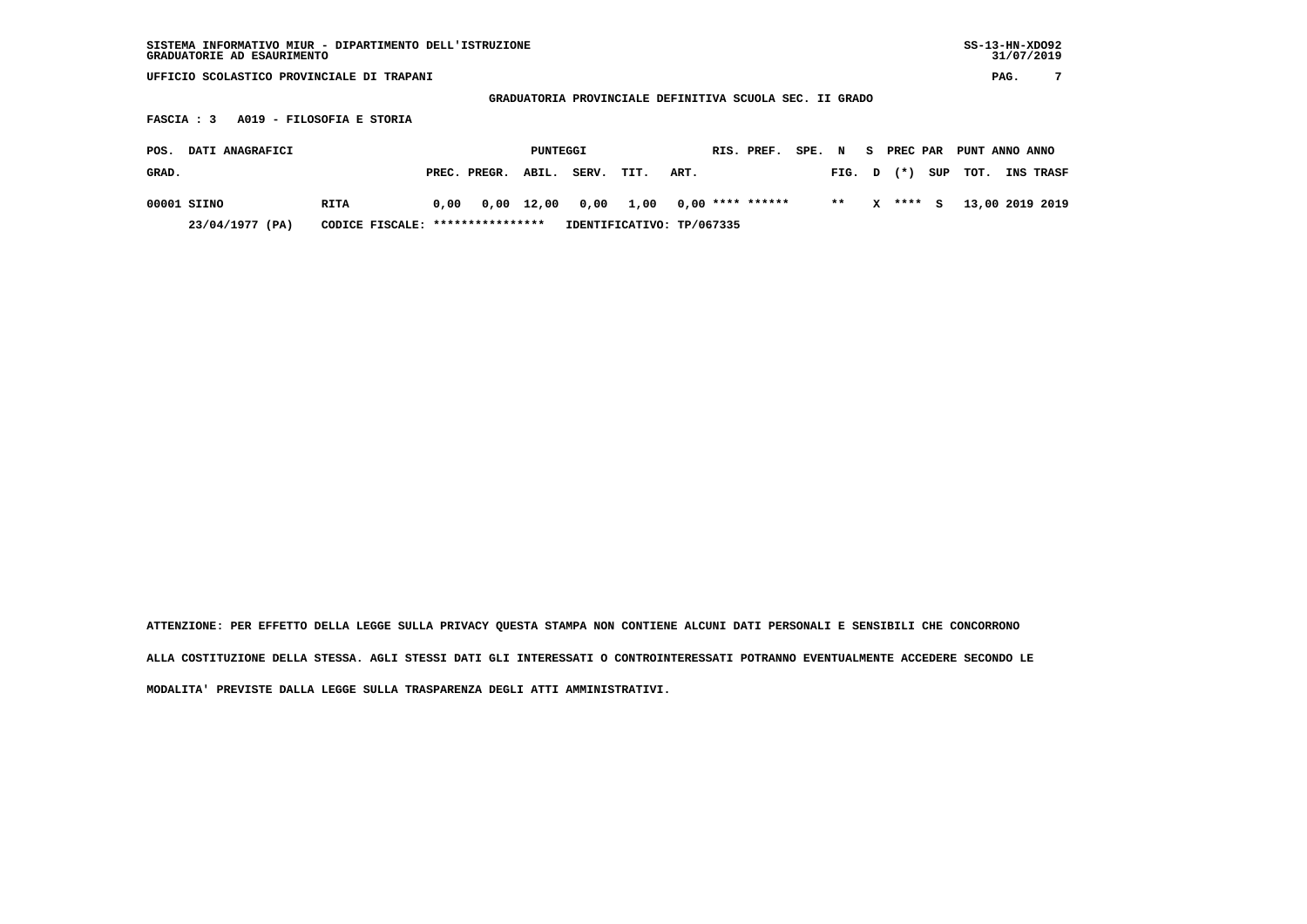SISTEMA INFORMATIVO MIUR - DIPARTIMENTO DELL'ISTRUZIONE
GRADUATORIE AD ESAURIMENTO

SS-13-HN-XDO92
31/07/2019

UFFICIO SCOLASTICO PROVINCIALE DI TRAPANI

## GRADUATORIA PROVINCIALE DEFINITIVA SCUOLA SEC. II GRADO

### FASCIA : 3 A019 - FILOSOFIA E STORIA

| POS. GRAD. | DATI ANAGRAFICI | | PUNTEGGI PREC. | PREGR. | ABIL. | SERV. | TIT. | ART. | RIS. | PREF. | SPE. | N FIG. | S D | PREC PAR (*) | SUP | PUNT TOT. | ANNO INS | ANNO TRASF |
|---|---|---|---|---|---|---|---|---|---|---|---|---|---|---|---|---|---|---|
| 00001 | SIINO | RITA | 0,00 | 0,00 | 12,00 | 0,00 | 1,00 | 0,00 | **** | ****** | | ** | X | **** | S | 13,00 | 2019 | 2019 |
| | 23/04/1977 (PA) | CODICE FISCALE: **************** | IDENTIFICATIVO: TP/067335 | | | | | | | | | | | | | | | |

ATTENZIONE: PER EFFETTO DELLA LEGGE SULLA PRIVACY QUESTA STAMPA NON CONTIENE ALCUNI DATI PERSONALI E SENSIBILI CHE CONCORRONO ALLA COSTITUZIONE DELLA STESSA. AGLI STESSI DATI GLI INTERESSATI O CONTROINTERESSATI POTRANNO EVENTUALMENTE ACCEDERE SECONDO LE MODALITA' PREVISTE DALLA LEGGE SULLA TRASPARENZA DEGLI ATTI AMMINISTRATIVI.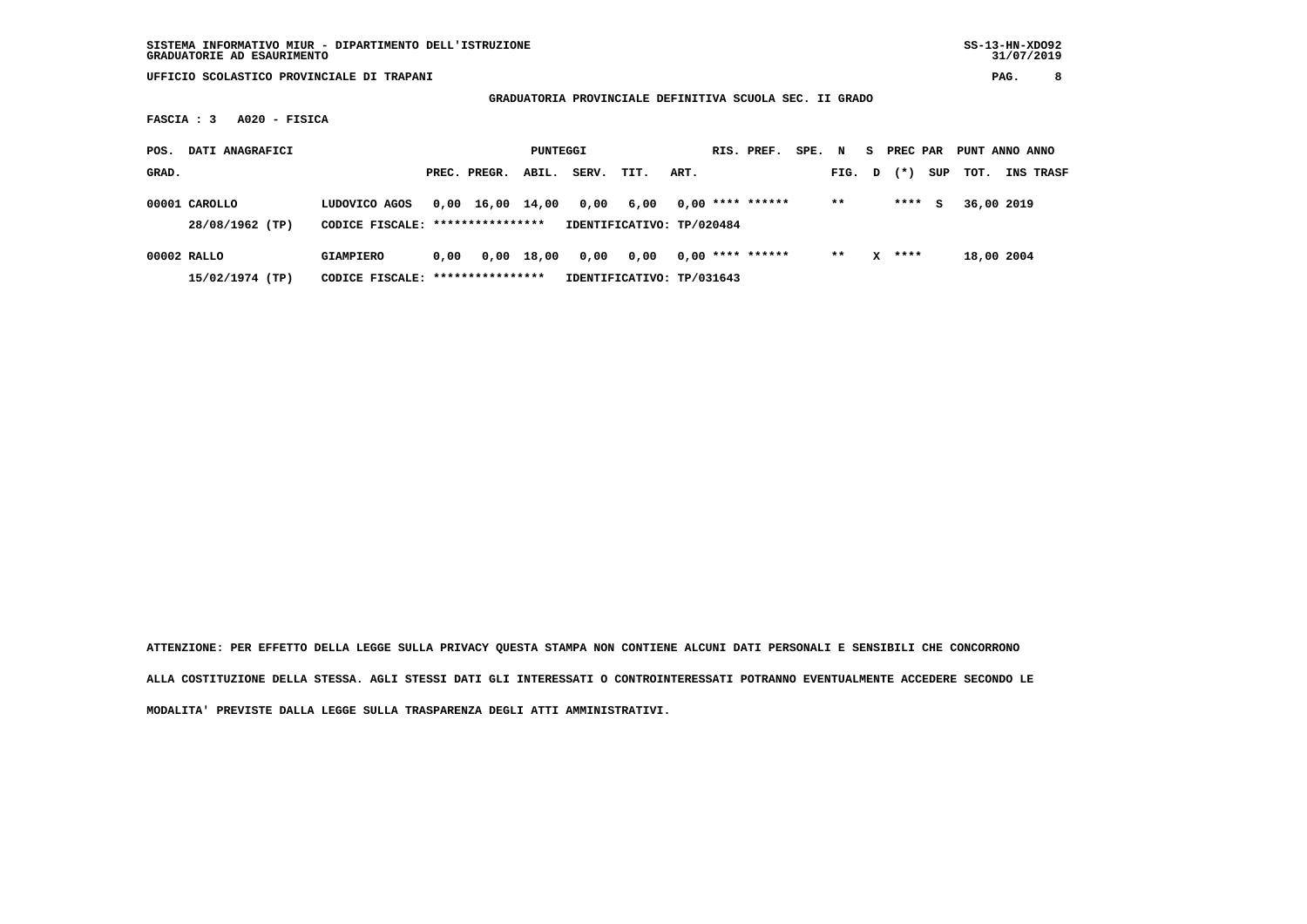UFFICIO SCOLASTICO PROVINCIALE DI TRAPANI

**GRADUATORIA PROVINCIALE DEFINITIVA SCUOLA SEC. II GRADO**

**FASCIA : 3 A020 - FISICA**

| POS. GRAD. | DATI ANAGRAFICI | | PREC. | PREGR. | ABIL. | SERV. | TIT. | ART. | RIS. | PREF. | SPE. FIG. | N D | S (*) | PREC PAR SUP | PUNT TOT. | ANNO INS | ANNO TRASF |
|---|---|---|---|---|---|---|---|---|---|---|---|---|---|---|---|---|---|
| 00001 | CAROLLO | LUDOVICO AGOS | 0,00 | 16,00 | 14,00 | 0,00 | 6,00 | 0,00 | **** | ****** | ** | | **** | S | 36,00 | 2019 | |
| | 28/08/1962 (TP) | CODICE FISCALE: **************** | IDENTIFICATIVO: TP/020484 | | | | | | | | | | | | | | |
| 00002 | RALLO | GIAMPIERO | 0,00 | 0,00 | 18,00 | 0,00 | 0,00 | 0,00 | **** | ****** | ** | X | **** | | 18,00 | 2004 | |
| | 15/02/1974 (TP) | CODICE FISCALE: **************** | IDENTIFICATIVO: TP/031643 | | | | | | | | | | | | | | |

**ATTENZIONE: PER EFFETTO DELLA LEGGE SULLA PRIVACY QUESTA STAMPA NON CONTIENE ALCUNI DATI PERSONALI E SENSIBILI CHE CONCORRONO ALLA COSTITUZIONE DELLA STESSA. AGLI STESSI DATI GLI INTERESSATI O CONTROINTERESSATI POTRANNO EVENTUALMENTE ACCEDERE SECONDO LE MODALITA' PREVISTE DALLA LEGGE SULLA TRASPARENZA DEGLI ATTI AMMINISTRATIVI.**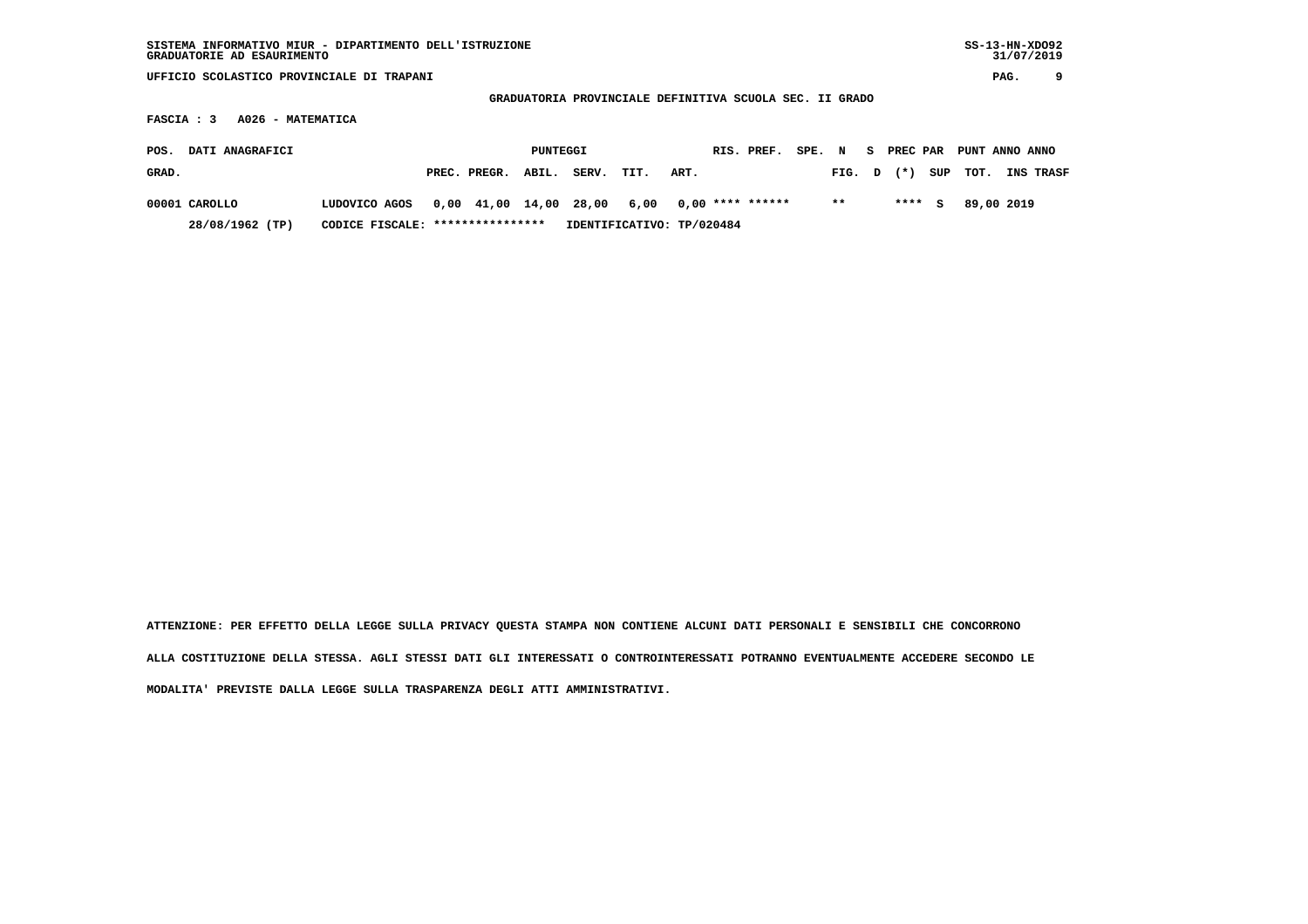SISTEMA INFORMATIVO MIUR - DIPARTIMENTO DELL'ISTRUZIONE
GRADUATORIE AD ESAURIMENTO

SS-13-HN-XDO92
31/07/2019

UFFICIO SCOLASTICO PROVINCIALE DI TRAPANI

**GRADUATORIA PROVINCIALE DEFINITIVA SCUOLA SEC. II GRADO**

**FASCIA : 3 A026 - MATEMATICA**

| POS. GRAD. | DATI ANAGRAFICI | | PUNTEGGI PREC. | PREGR. | ABIL. | SERV. | TIT. | ART. | RIS. | PREF. | SPE. | N FIG. | S D | PREC PAR (*) | SUP | PUNT TOT. | ANNO INS | ANNO TRASF |
|---|---|---|---|---|---|---|---|---|---|---|---|---|---|---|---|---|---|---|
| 00001 | CAROLLO | LUDOVICO AGOS | 0,00 | 41,00 | 14,00 | 28,00 | 6,00 | 0,00 | **** | ****** | | ** | | **** | S | 89,00 | 2019 | |
| | 28/08/1962 (TP) | CODICE FISCALE: **************** | IDENTIFICATIVO: TP/020484 | | | | | | | | | | | | | | | |

ATTENZIONE: PER EFFETTO DELLA LEGGE SULLA PRIVACY QUESTA STAMPA NON CONTIENE ALCUNI DATI PERSONALI E SENSIBILI CHE CONCORRONO ALLA COSTITUZIONE DELLA STESSA. AGLI STESSI DATI GLI INTERESSATI O CONTROINTERESSATI POTRANNO EVENTUALMENTE ACCEDERE SECONDO LE MODALITA' PREVISTE DALLA LEGGE SULLA TRASPARENZA DEGLI ATTI AMMINISTRATIVI.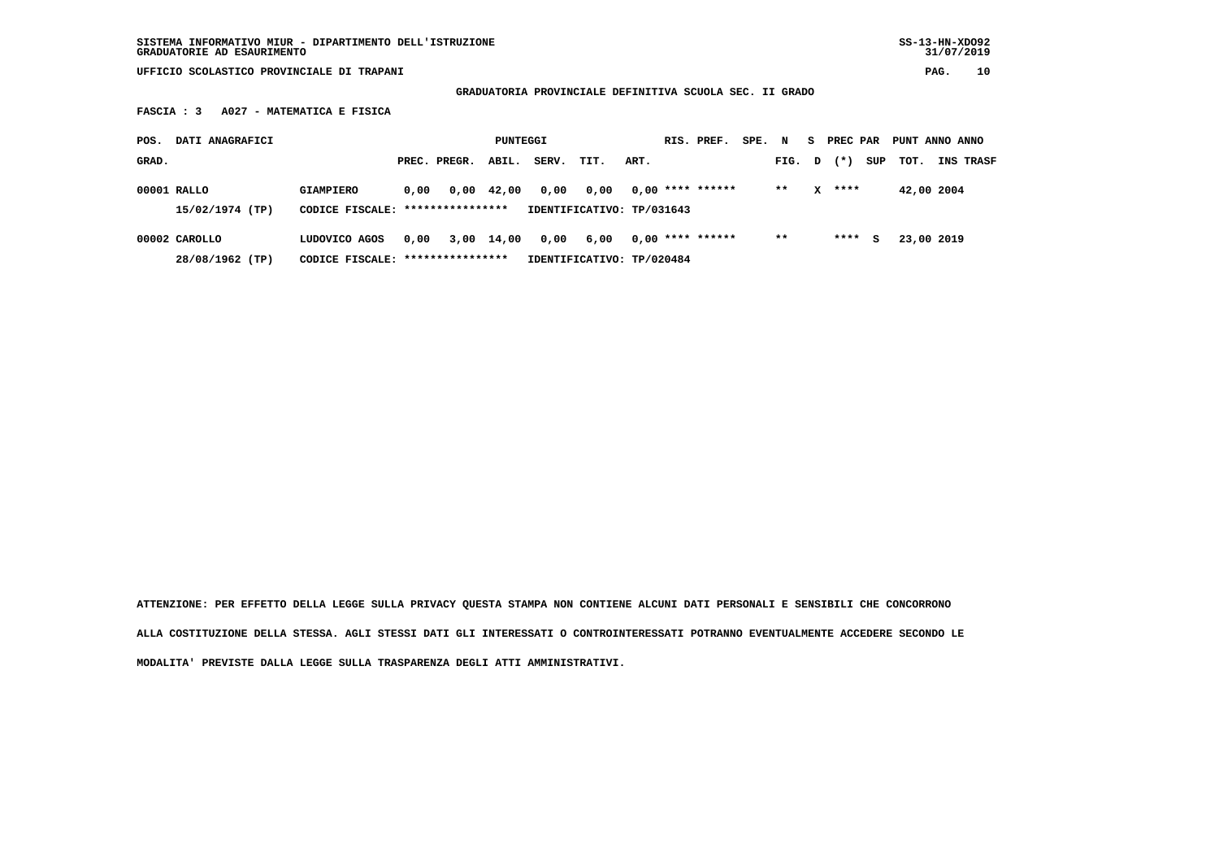SISTEMA INFORMATIVO MIUR - DIPARTIMENTO DELL'ISTRUZIONE
GRADUATORIE AD ESAURIMENTO

UFFICIO SCOLASTICO PROVINCIALE DI TRAPANI

## GRADUATORIA PROVINCIALE DEFINITIVA SCUOLA SEC. II GRADO

**FASCIA : 3 A027 - MATEMATICA E FISICA**

| POS. GRAD. | DATI ANAGRAFICI | | PREC. | PREGR. | ABIL. | SERV. | TIT. | ART. | RIS. | PREF. | SPE. | N FIG. | S D | PREC PAR (*) | SUP | PUNT TOT. | ANNO INS | ANNO TRASF |
|---|---|---|---|---|---|---|---|---|---|---|---|---|---|---|---|---|---|---|
| 00001 | RALLO | GIAMPIERO | 0,00 | 0,00 | 42,00 | 0,00 | 0,00 | 0,00 | **** | ****** | | ** | X | **** | | 42,00 | 2004 | |
| | 15/02/1974 (TP) | CODICE FISCALE: **************** | IDENTIFICATIVO: TP/031643 | | | | | | | | | | | | | | | |
| 00002 | CAROLLO | LUDOVICO AGOS | 0,00 | 3,00 | 14,00 | 0,00 | 6,00 | 0,00 | **** | ****** | | ** | | **** | S | 23,00 | 2019 | |
| | 28/08/1962 (TP) | CODICE FISCALE: **************** | IDENTIFICATIVO: TP/020484 | | | | | | | | | | | | | | | |

ATTENZIONE: PER EFFETTO DELLA LEGGE SULLA PRIVACY QUESTA STAMPA NON CONTIENE ALCUNI DATI PERSONALI E SENSIBILI CHE CONCORRONO ALLA COSTITUZIONE DELLA STESSA. AGLI STESSI DATI GLI INTERESSATI O CONTROINTERESSATI POTRANNO EVENTUALMENTE ACCEDERE SECONDO LE MODALITA' PREVISTE DALLA LEGGE SULLA TRASPARENZA DEGLI ATTI AMMINISTRATIVI.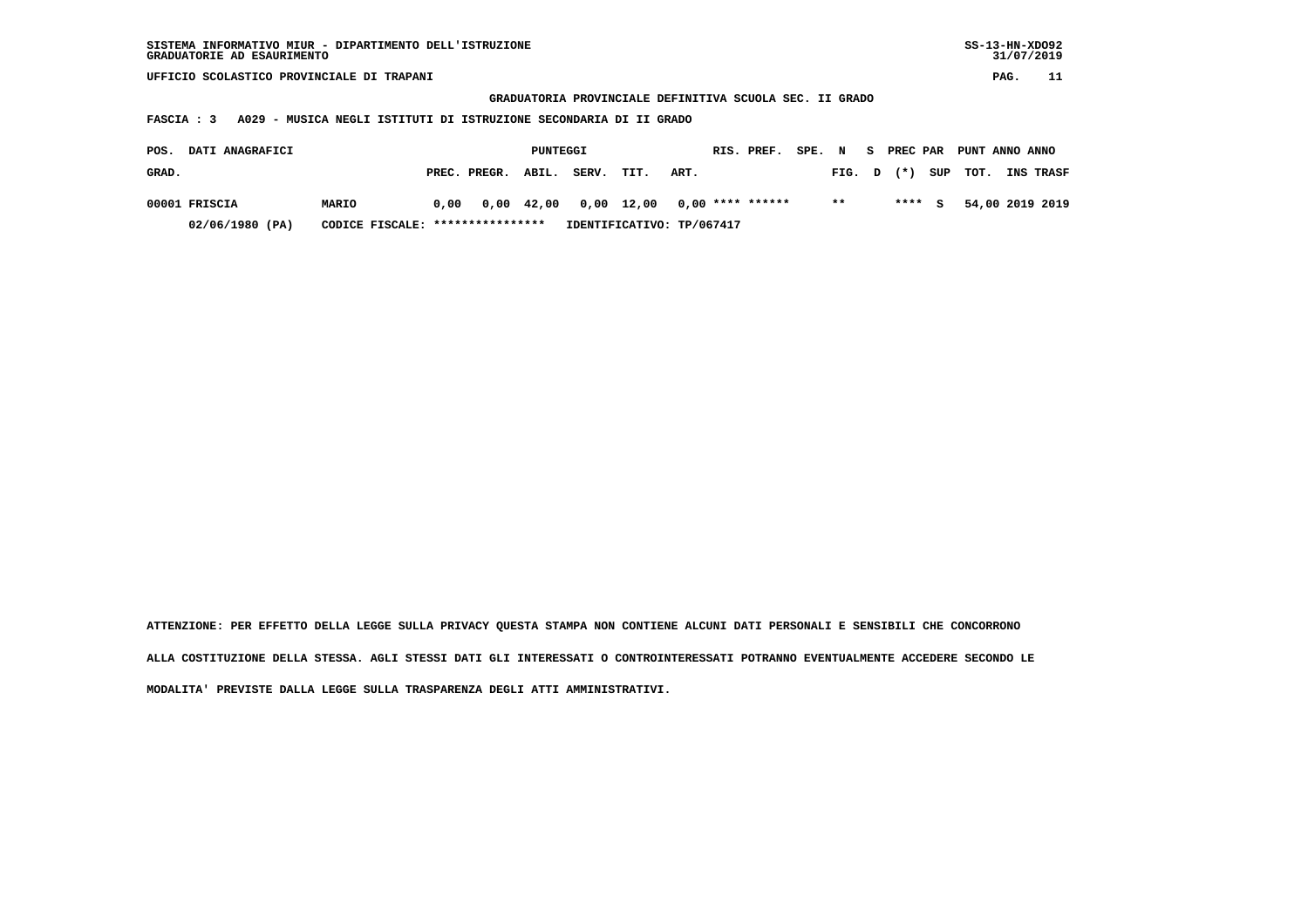SISTEMA INFORMATIVO MIUR - DIPARTIMENTO DELL'ISTRUZIONE
GRADUATORIE AD ESAURIMENTO

SS-13-HN-XDO92
31/07/2019

UFFICIO SCOLASTICO PROVINCIALE DI TRAPANI

**GRADUATORIA PROVINCIALE DEFINITIVA SCUOLA SEC. II GRADO**

**FASCIA : 3 A029 - MUSICA NEGLI ISTITUTI DI ISTRUZIONE SECONDARIA DI II GRADO**

| POS. GRAD. | DATI ANAGRAFICI | | PUNTEGGI PREC. | PREGR. | ABIL. | SERV. | TIT. | ART. | RIS. | PREF. | SPE. | N FIG. | S D | PREC PAR (*) | SUP | PUNT TOT. | ANNO INS | ANNO TRASF |
|---|---|---|---|---|---|---|---|---|---|---|---|---|---|---|---|---|---|---|
| 00001 | FRISCIA | MARIO | 0,00 | 0,00 | 42,00 | 0,00 | 12,00 | 0,00 | **** | ****** | | ** | | **** | S | 54,00 | 2019 | 2019 |
| | 02/06/1980 (PA) | CODICE FISCALE: **************** | IDENTIFICATIVO: TP/067417 | | | | | | | | | | | | | | | |

ATTENZIONE: PER EFFETTO DELLA LEGGE SULLA PRIVACY QUESTA STAMPA NON CONTIENE ALCUNI DATI PERSONALI E SENSIBILI CHE CONCORRONO ALLA COSTITUZIONE DELLA STESSA. AGLI STESSI DATI GLI INTERESSATI O CONTROINTERESSATI POTRANNO EVENTUALMENTE ACCEDERE SECONDO LE MODALITA' PREVISTE DALLA LEGGE SULLA TRASPARENZA DEGLI ATTI AMMINISTRATIVI.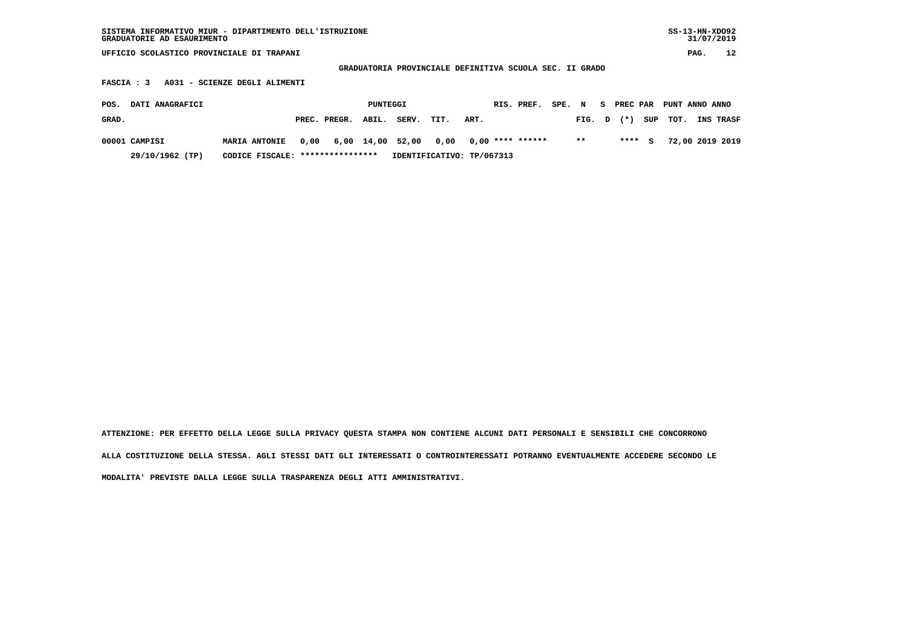SISTEMA INFORMATIVO MIUR - DIPARTIMENTO DELL'ISTRUZIONE
GRADUATORIE AD ESAURIMENTO

SS-13-HN-XDO92
31/07/2019

UFFICIO SCOLASTICO PROVINCIALE DI TRAPANI

GRADUATORIA PROVINCIALE DEFINITIVA SCUOLA SEC. II GRADO

FASCIA : 3 A031 - SCIENZE DEGLI ALIMENTI

| POS. GRAD. | DATI ANAGRAFICI | | PUNTEGGI PREC. | PREGR. | ABIL. | SERV. | TIT. | ART. | RIS. | PREF. | SPE. | N FIG. | S D | PREC (*) | PAR SUP | PUNT TOT. | ANNO INS | ANNO TRASF |
|---|---|---|---|---|---|---|---|---|---|---|---|---|---|---|---|---|---|---|
| 00001 | CAMPISI | MARIA ANTONIE | 0,00 | 6,00 | 14,00 | 52,00 | 0,00 | 0,00 | **** | ****** | | ** | | **** | S | 72,00 | 2019 | 2019 |
| | 29/10/1962 (TP) | CODICE FISCALE: **************** | IDENTIFICATIVO: TP/067313 | | | | | | | | | | | | | | | |

ATTENZIONE: PER EFFETTO DELLA LEGGE SULLA PRIVACY QUESTA STAMPA NON CONTIENE ALCUNI DATI PERSONALI E SENSIBILI CHE CONCORRONO ALLA COSTITUZIONE DELLA STESSA. AGLI STESSI DATI GLI INTERESSATI O CONTROINTERESSATI POTRANNO EVENTUALMENTE ACCEDERE SECONDO LE MODALITA' PREVISTE DALLA LEGGE SULLA TRASPARENZA DEGLI ATTI AMMINISTRATIVI.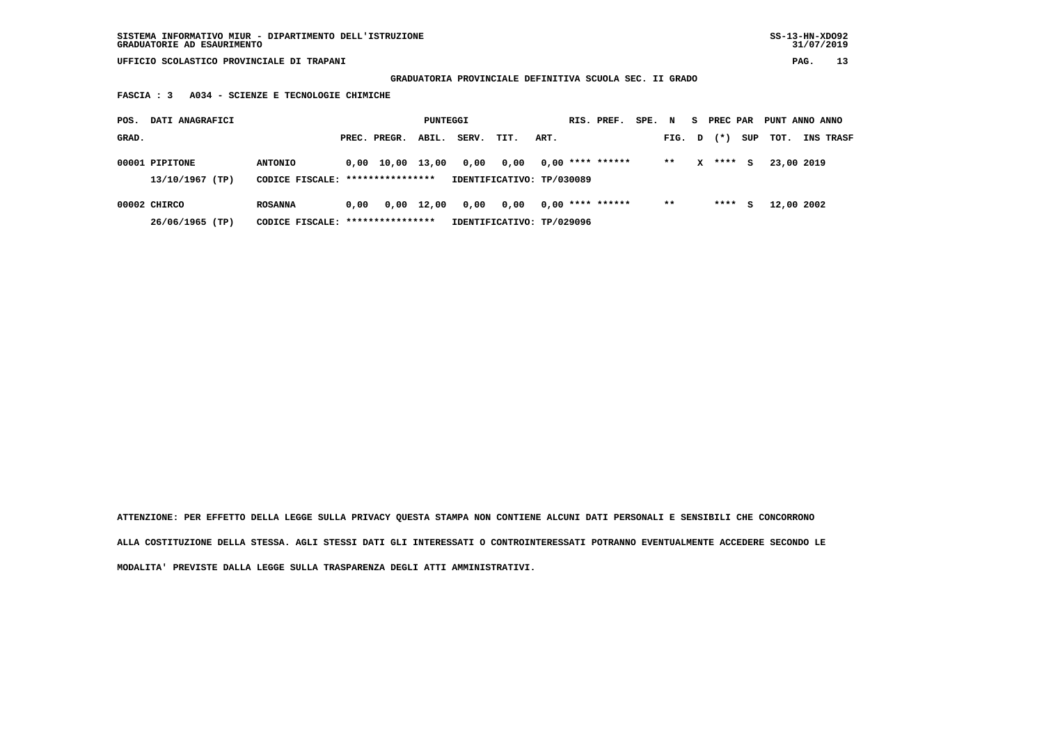SISTEMA INFORMATIVO MIUR - DIPARTIMENTO DELL'ISTRUZIONE
GRADUATORIE AD ESAURIMENTO

UFFICIO SCOLASTICO PROVINCIALE DI TRAPANI

**GRADUATORIA PROVINCIALE DEFINITIVA SCUOLA SEC. II GRADO**

**FASCIA : 3 A034 - SCIENZE E TECNOLOGIE CHIMICHE**

| POS. GRAD. | DATI ANAGRAFICI | | PREC. | PREGR. | ABIL. | SERV. | TIT. | ART. | RIS. | PREF. | SPE. | N FIG. | S D | PREC PAR (*) | SUP | PUNT TOT. | ANNO INS | ANNO TRASF |
|---|---|---|---|---|---|---|---|---|---|---|---|---|---|---|---|---|---|---|
| 00001 | PIPITONE | ANTONIO | 0,00 | 10,00 | 13,00 | 0,00 | 0,00 | 0,00 | **** | ****** | | ** | X | **** | S | 23,00 | 2019 | |
| | 13/10/1967 (TP) | CODICE FISCALE: **************** | IDENTIFICATIVO: TP/030089 | | | | | | | | | | | | | | | |
| 00002 | CHIRCO | ROSANNA | 0,00 | 0,00 | 12,00 | 0,00 | 0,00 | 0,00 | **** | ****** | | ** | | **** | S | 12,00 | 2002 | |
| | 26/06/1965 (TP) | CODICE FISCALE: **************** | IDENTIFICATIVO: TP/029096 | | | | | | | | | | | | | | | |

ATTENZIONE: PER EFFETTO DELLA LEGGE SULLA PRIVACY QUESTA STAMPA NON CONTIENE ALCUNI DATI PERSONALI E SENSIBILI CHE CONCORRONO ALLA COSTITUZIONE DELLA STESSA. AGLI STESSI DATI GLI INTERESSATI O CONTROINTERESSATI POTRANNO EVENTUALMENTE ACCEDERE SECONDO LE MODALITA' PREVISTE DALLA LEGGE SULLA TRASPARENZA DEGLI ATTI AMMINISTRATIVI.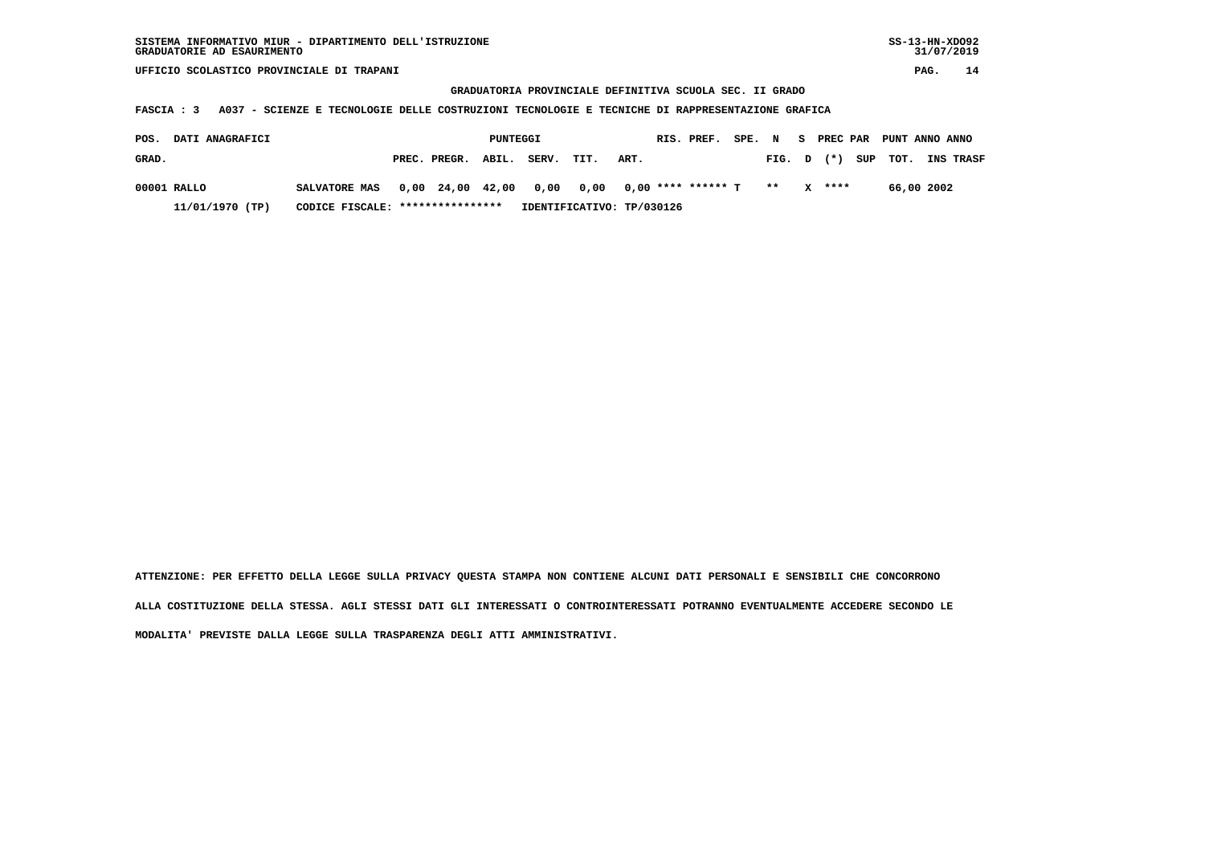SISTEMA INFORMATIVO MIUR - DIPARTIMENTO DELL'ISTRUZIONE
GRADUATORIE AD ESAURIMENTO

SS-13-HN-XDO92
31/07/2019

UFFICIO SCOLASTICO PROVINCIALE DI TRAPANI

## GRADUATORIA PROVINCIALE DEFINITIVA SCUOLA SEC. II GRADO

**FASCIA : 3   A037 - SCIENZE E TECNOLOGIE DELLE COSTRUZIONI TECNOLOGIE E TECNICHE DI RAPPRESENTAZIONE GRAFICA**

| POS. GRAD. | DATI ANAGRAFICI | | PUNTEGGI PREC. | PREGR. | ABIL. | SERV. | TIT. | ART. | RIS. | PREF. | SPE. | N FIG. | S D | PREC PAR (*) | SUP | PUNT TOT. | ANNO INS | ANNO TRASF |
|---|---|---|---|---|---|---|---|---|---|---|---|---|---|---|---|---|---|---|
| 00001 | RALLO | SALVATORE MAS | 0,00 | 24,00 | 42,00 | 0,00 | 0,00 | 0,00 | **** | ****** | T | ** | X | **** | | 66,00 | 2002 | |
| | 11/01/1970 (TP) | CODICE FISCALE: **************** | IDENTIFICATIVO: TP/030126 | | | | | | | | | | | | | | | |

ATTENZIONE: PER EFFETTO DELLA LEGGE SULLA PRIVACY QUESTA STAMPA NON CONTIENE ALCUNI DATI PERSONALI E SENSIBILI CHE CONCORRONO ALLA COSTITUZIONE DELLA STESSA. AGLI STESSI DATI GLI INTERESSATI O CONTROINTERESSATI POTRANNO EVENTUALMENTE ACCEDERE SECONDO LE MODALITA' PREVISTE DALLA LEGGE SULLA TRASPARENZA DEGLI ATTI AMMINISTRATIVI.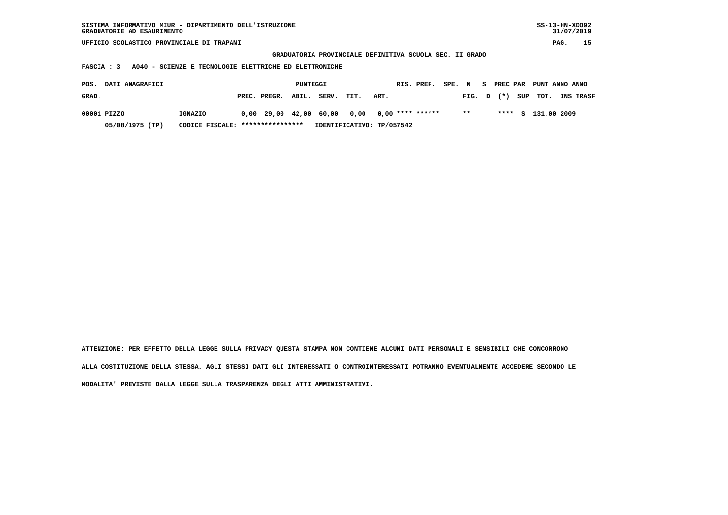**GRADUATORIA PROVINCIALE DEFINITIVA SCUOLA SEC. II GRADO**

**FASCIA : 3 A040 - SCIENZE E TECNOLOGIE ELETTRICHE ED ELETTRONICHE**

| POS. GRAD. | DATI ANAGRAFICI | | PUNTEGGI PREC. | PREGR. | ABIL. | SERV. | TIT. | ART. | RIS. | PREF. | SPE. FIG. | N D | S (*) | PREC PAR SUP | PUNT TOT. | ANNO INS | ANNO TRASF |
|---|---|---|---|---|---|---|---|---|---|---|---|---|---|---|---|---|---|
| 00001 | PIZZO | IGNAZIO | 0,00 | 29,00 | 42,00 | 60,00 | 0,00 | 0,00 | **** | ****** | ** | | **** | S | 131,00 | 2009 | |
| | 05/08/1975 (TP) | CODICE FISCALE: **************** | IDENTIFICATIVO: TP/057542 | | | | | | | | | | | | | | |

ATTENZIONE: PER EFFETTO DELLA LEGGE SULLA PRIVACY QUESTA STAMPA NON CONTIENE ALCUNI DATI PERSONALI E SENSIBILI CHE CONCORRONO ALLA COSTITUZIONE DELLA STESSA. AGLI STESSI DATI GLI INTERESSATI O CONTROINTERESSATI POTRANNO EVENTUALMENTE ACCEDERE SECONDO LE MODALITA' PREVISTE DALLA LEGGE SULLA TRASPARENZA DEGLI ATTI AMMINISTRATIVI.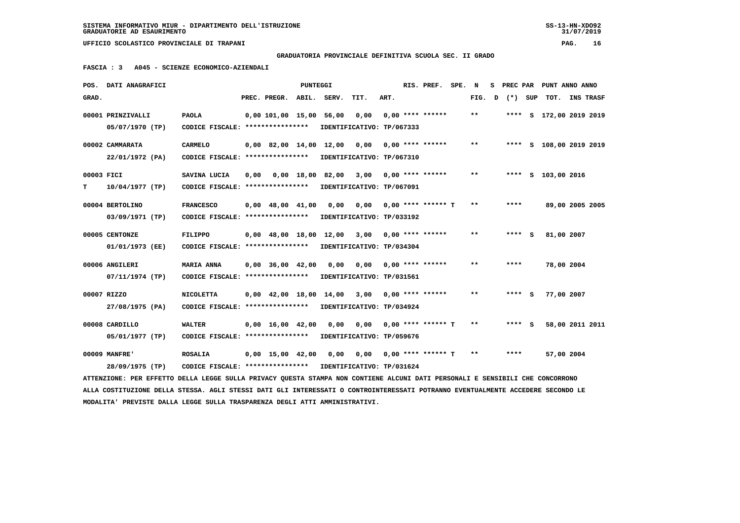SISTEMA INFORMATIVO MIUR - DIPARTIMENTO DELL'ISTRUZIONE
GRADUATORIE AD ESAURIMENTO

UFFICIO SCOLASTICO PROVINCIALE DI TRAPANI

**GRADUATORIA PROVINCIALE DEFINITIVA SCUOLA SEC. II GRADO**

**FASCIA : 3 A045 - SCIENZE ECONOMICO-AZIENDALI**

| POS. GRAD. | DATI ANAGRAFICI | | PREC. | PREGR. | ABIL. | SERV. | TIT. | ART. | RIS. PREF. | SPE. | N FIG. | S D | PREC PAR (*) | SUP | PUNT TOT. | ANNO INS | ANNO TRASF |
|---|---|---|---|---|---|---|---|---|---|---|---|---|---|---|---|---|---|
| 00001 | PRINZIVALLI 05/07/1970 (TP) | PAOLA CODICE FISCALE: **************** IDENTIFICATIVO: TP/067333 | 0,00 | 101,00 | 15,00 | 56,00 | 0,00 | 0,00 | **** ****** | | ** | | **** | S | 172,00 | 2019 | 2019 |
| 00002 | CAMMARATA 22/01/1972 (PA) | CARMELO CODICE FISCALE: **************** IDENTIFICATIVO: TP/067310 | 0,00 | 82,00 | 14,00 | 12,00 | 0,00 | 0,00 | **** ****** | | ** | | **** | S | 108,00 | 2019 | 2019 |
| 00003 T | FICI 10/04/1977 (TP) | SAVINA LUCIA CODICE FISCALE: **************** IDENTIFICATIVO: TP/067091 | 0,00 | 0,00 | 18,00 | 82,00 | 3,00 | 0,00 | **** ****** | | ** | | **** | S | 103,00 | 2016 | |
| 00004 | BERTOLINO 03/09/1971 (TP) | FRANCESCO CODICE FISCALE: **************** IDENTIFICATIVO: TP/033192 | 0,00 | 48,00 | 41,00 | 0,00 | 0,00 | 0,00 | **** ****** | T | ** | | **** | | 89,00 | 2005 | 2005 |
| 00005 | CENTONZE 01/01/1973 (EE) | FILIPPO CODICE FISCALE: **************** IDENTIFICATIVO: TP/034304 | 0,00 | 48,00 | 18,00 | 12,00 | 3,00 | 0,00 | **** ****** | | ** | | **** | S | 81,00 | 2007 | |
| 00006 | ANGILERI 07/11/1974 (TP) | MARIA ANNA CODICE FISCALE: **************** IDENTIFICATIVO: TP/031561 | 0,00 | 36,00 | 42,00 | 0,00 | 0,00 | 0,00 | **** ****** | | ** | | **** | | 78,00 | 2004 | |
| 00007 | RIZZO 27/08/1975 (PA) | NICOLETTA CODICE FISCALE: **************** IDENTIFICATIVO: TP/034924 | 0,00 | 42,00 | 18,00 | 14,00 | 3,00 | 0,00 | **** ****** | | ** | | **** | S | 77,00 | 2007 | |
| 00008 | CARDILLO 05/01/1977 (TP) | WALTER CODICE FISCALE: **************** IDENTIFICATIVO: TP/059676 | 0,00 | 16,00 | 42,00 | 0,00 | 0,00 | 0,00 | **** ****** | T | ** | | **** | S | 58,00 | 2011 | 2011 |
| 00009 | MANFRE' 28/09/1975 (TP) | ROSALIA CODICE FISCALE: **************** IDENTIFICATIVO: TP/031624 | 0,00 | 15,00 | 42,00 | 0,00 | 0,00 | 0,00 | **** ****** | T | ** | | **** | | 57,00 | 2004 | |

ATTENZIONE: PER EFFETTO DELLA LEGGE SULLA PRIVACY QUESTA STAMPA NON CONTIENE ALCUNI DATI PERSONALI E SENSIBILI CHE CONCORRONO ALLA COSTITUZIONE DELLA STESSA. AGLI STESSI DATI GLI INTERESSATI O CONTROINTERESSATI POTRANNO EVENTUALMENTE ACCEDERE SECONDO LE MODALITA' PREVISTE DALLA LEGGE SULLA TRASPARENZA DEGLI ATTI AMMINISTRATIVI.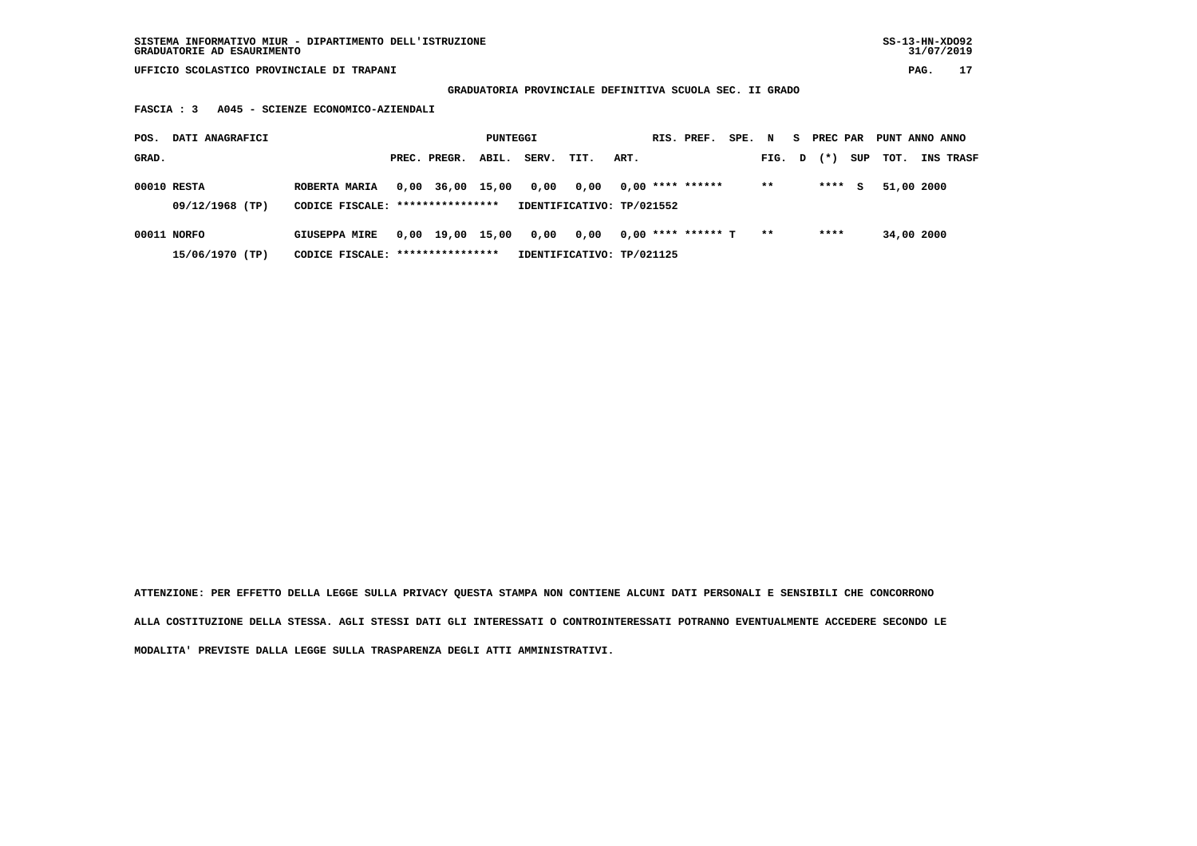SISTEMA INFORMATIVO MIUR - DIPARTIMENTO DELL'ISTRUZIONE
GRADUATORIE AD ESAURIMENTO

SS-13-HN-XDO92
31/07/2019

UFFICIO SCOLASTICO PROVINCIALE DI TRAPANI

**GRADUATORIA PROVINCIALE DEFINITIVA SCUOLA SEC. II GRADO**

**FASCIA : 3 A045 - SCIENZE ECONOMICO-AZIENDALI**

| POS. GRAD. | DATI ANAGRAFICI | | PREC. | PREGR. | ABIL. | SERV. | TIT. | ART. | RIS. | PREF. | SPE. | N FIG. | S D | PREC PAR (*) | SUP | PUNT TOT. | ANNO INS | ANNO TRASF |
|---|---|---|---|---|---|---|---|---|---|---|---|---|---|---|---|---|---|---|
| 00010 | RESTA | ROBERTA MARIA | 0,00 | 36,00 | 15,00 | 0,00 | 0,00 | 0,00 | **** | ****** | | ** | | **** | S | 51,00 | 2000 | |
| | 09/12/1968 (TP) | CODICE FISCALE: **************** | IDENTIFICATIVO: TP/021552 | | | | | | | | | | | | | | | |
| 00011 | NORFO | GIUSEPPA MIRE | 0,00 | 19,00 | 15,00 | 0,00 | 0,00 | 0,00 | **** | ****** | T | ** | | **** | | 34,00 | 2000 | |
| | 15/06/1970 (TP) | CODICE FISCALE: **************** | IDENTIFICATIVO: TP/021125 | | | | | | | | | | | | | | | |

**ATTENZIONE: PER EFFETTO DELLA LEGGE SULLA PRIVACY QUESTA STAMPA NON CONTIENE ALCUNI DATI PERSONALI E SENSIBILI CHE CONCORRONO ALLA COSTITUZIONE DELLA STESSA. AGLI STESSI DATI GLI INTERESSATI O CONTROINTERESSATI POTRANNO EVENTUALMENTE ACCEDERE SECONDO LE MODALITA' PREVISTE DALLA LEGGE SULLA TRASPARENZA DEGLI ATTI AMMINISTRATIVI.**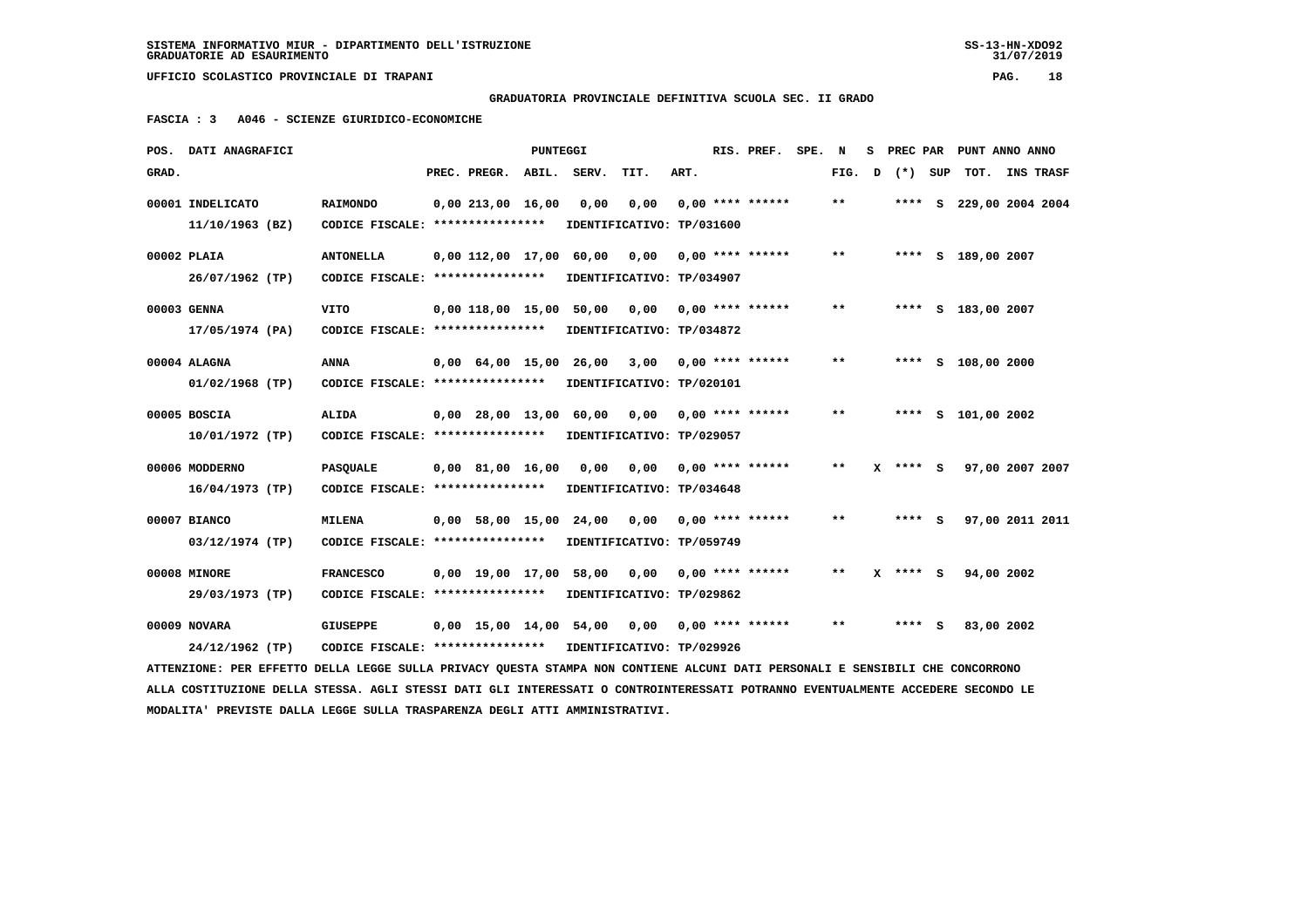SISTEMA INFORMATIVO MIUR - DIPARTIMENTO DELL'ISTRUZIONE
GRADUATORIE AD ESAURIMENTO

UFFICIO SCOLASTICO PROVINCIALE DI TRAPANI

**GRADUATORIA PROVINCIALE DEFINITIVA SCUOLA SEC. II GRADO**

**FASCIA : 3   A046 - SCIENZE GIURIDICO-ECONOMICHE**

| POS. GRAD. | DATI ANAGRAFICI | | PREC. | PREGR. | ABIL. | SERV. | TIT. | ART. | RIS. PREF. | SPE. N FIG. | S D | PREC PAR (*) | SUP | TOT. | ANNO | INS TRASF |
|---|---|---|---|---|---|---|---|---|---|---|---|---|---|---|---|---|
| 00001 | INDELICATO 11/10/1963 (BZ) | RAIMONDO CODICE FISCALE: **************** IDENTIFICATIVO: TP/031600 | 0,00 | 213,00 | 16,00 | 0,00 | 0,00 | 0,00 | **** ****** | ** | | **** | S | 229,00 | 2004 | 2004 |
| 00002 | PLAIA 26/07/1962 (TP) | ANTONELLA CODICE FISCALE: **************** IDENTIFICATIVO: TP/034907 | 0,00 | 112,00 | 17,00 | 60,00 | 0,00 | 0,00 | **** ****** | ** | | **** | S | 189,00 | 2007 | |
| 00003 | GENNA 17/05/1974 (PA) | VITO CODICE FISCALE: **************** IDENTIFICATIVO: TP/034872 | 0,00 | 118,00 | 15,00 | 50,00 | 0,00 | 0,00 | **** ****** | ** | | **** | S | 183,00 | 2007 | |
| 00004 | ALAGNA 01/02/1968 (TP) | ANNA CODICE FISCALE: **************** IDENTIFICATIVO: TP/020101 | 0,00 | 64,00 | 15,00 | 26,00 | 3,00 | 0,00 | **** ****** | ** | | **** | S | 108,00 | 2000 | |
| 00005 | BOSCIA 10/01/1972 (TP) | ALIDA CODICE FISCALE: **************** IDENTIFICATIVO: TP/029057 | 0,00 | 28,00 | 13,00 | 60,00 | 0,00 | 0,00 | **** ****** | ** | | **** | S | 101,00 | 2002 | |
| 00006 | MODDERNO 16/04/1973 (TP) | PASQUALE CODICE FISCALE: **************** IDENTIFICATIVO: TP/034648 | 0,00 | 81,00 | 16,00 | 0,00 | 0,00 | 0,00 | **** ****** | ** | X | **** | S | 97,00 | 2007 | 2007 |
| 00007 | BIANCO 03/12/1974 (TP) | MILENA CODICE FISCALE: **************** IDENTIFICATIVO: TP/059749 | 0,00 | 58,00 | 15,00 | 24,00 | 0,00 | 0,00 | **** ****** | ** | | **** | S | 97,00 | 2011 | 2011 |
| 00008 | MINORE 29/03/1973 (TP) | FRANCESCO CODICE FISCALE: **************** IDENTIFICATIVO: TP/029862 | 0,00 | 19,00 | 17,00 | 58,00 | 0,00 | 0,00 | **** ****** | ** | X | **** | S | 94,00 | 2002 | |
| 00009 | NOVARA 24/12/1962 (TP) | GIUSEPPE CODICE FISCALE: **************** IDENTIFICATIVO: TP/029926 | 0,00 | 15,00 | 14,00 | 54,00 | 0,00 | 0,00 | **** ****** | ** | | **** | S | 83,00 | 2002 | |

ATTENZIONE: PER EFFETTO DELLA LEGGE SULLA PRIVACY QUESTA STAMPA NON CONTIENE ALCUNI DATI PERSONALI E SENSIBILI CHE CONCORRONO ALLA COSTITUZIONE DELLA STESSA. AGLI STESSI DATI GLI INTERESSATI O CONTROINTERESSATI POTRANNO EVENTUALMENTE ACCEDERE SECONDO LE MODALITA' PREVISTE DALLA LEGGE SULLA TRASPARENZA DEGLI ATTI AMMINISTRATIVI.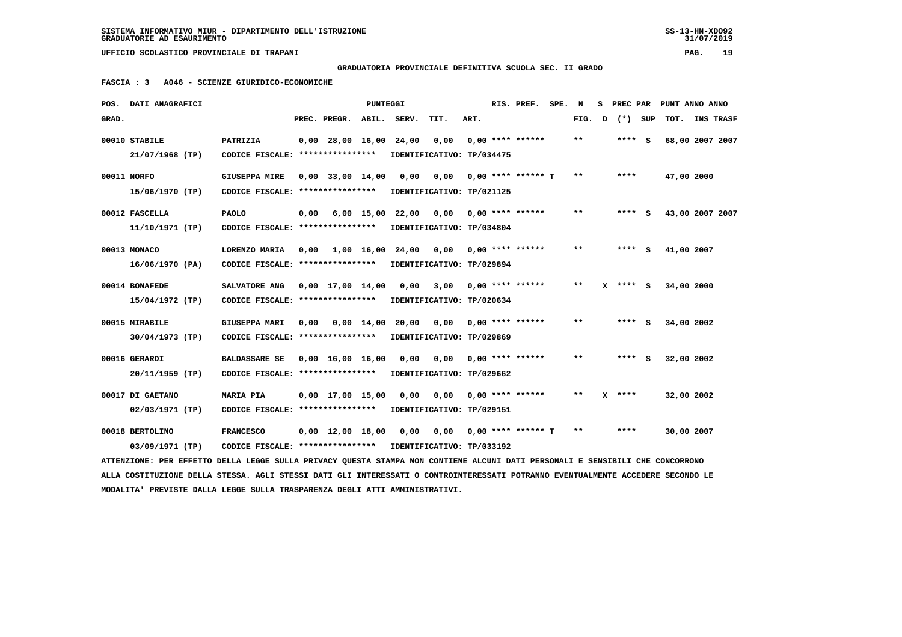SISTEMA INFORMATIVO MIUR - DIPARTIMENTO DELL'ISTRUZIONE
GRADUATORIE AD ESAURIMENTO

UFFICIO SCOLASTICO PROVINCIALE DI TRAPANI

**GRADUATORIA PROVINCIALE DEFINITIVA SCUOLA SEC. II GRADO**

**FASCIA : 3 A046 - SCIENZE GIURIDICO-ECONOMICHE**

| POS. GRAD. | DATI ANAGRAFICI | | PREC. | PREGR. | ABIL. | SERV. | TIT. | ART. | RIS. PREF. | SPE. | N FIG. | S D | PREC PAR (*) | SUP | PUNT TOT. | ANNO INS | ANNO TRASF |
|---|---|---|---|---|---|---|---|---|---|---|---|---|---|---|---|---|---|
| 00010 | STABILE 21/07/1968 (TP) | PATRIZIA CODICE FISCALE: **************** IDENTIFICATIVO: TP/034475 | 0,00 | 28,00 | 16,00 | 24,00 | 0,00 | 0,00 | **** ****** | | ** | | **** | S | 68,00 | 2007 | 2007 |
| 00011 | NORFO 15/06/1970 (TP) | GIUSEPPA MIRE CODICE FISCALE: **************** IDENTIFICATIVO: TP/021125 | 0,00 | 33,00 | 14,00 | 0,00 | 0,00 | 0,00 | **** ****** T | | ** | | **** | | 47,00 | 2000 | |
| 00012 | FASCELLA 11/10/1971 (TP) | PAOLO CODICE FISCALE: **************** IDENTIFICATIVO: TP/034804 | 0,00 | 6,00 | 15,00 | 22,00 | 0,00 | 0,00 | **** ****** | | ** | | **** | S | 43,00 | 2007 | 2007 |
| 00013 | MONACO 16/06/1970 (PA) | LORENZO MARIA CODICE FISCALE: **************** IDENTIFICATIVO: TP/029894 | 0,00 | 1,00 | 16,00 | 24,00 | 0,00 | 0,00 | **** ****** | | ** | | **** | S | 41,00 | 2007 | |
| 00014 | BONAFEDE 15/04/1972 (TP) | SALVATORE ANG CODICE FISCALE: **************** IDENTIFICATIVO: TP/020634 | 0,00 | 17,00 | 14,00 | 0,00 | 3,00 | 0,00 | **** ****** | | ** | X | **** | S | 34,00 | 2000 | |
| 00015 | MIRABILE 30/04/1973 (TP) | GIUSEPPA MARI CODICE FISCALE: **************** IDENTIFICATIVO: TP/029869 | 0,00 | 0,00 | 14,00 | 20,00 | 0,00 | 0,00 | **** ****** | | ** | | **** | S | 34,00 | 2002 | |
| 00016 | GERARDI 20/11/1959 (TP) | BALDASSARE SE CODICE FISCALE: **************** IDENTIFICATIVO: TP/029662 | 0,00 | 16,00 | 16,00 | 0,00 | 0,00 | 0,00 | **** ****** | | ** | | **** | S | 32,00 | 2002 | |
| 00017 | DI GAETANO 02/03/1971 (TP) | MARIA PIA CODICE FISCALE: **************** IDENTIFICATIVO: TP/029151 | 0,00 | 17,00 | 15,00 | 0,00 | 0,00 | 0,00 | **** ****** | | ** | X | **** | | 32,00 | 2002 | |
| 00018 | BERTOLINO 03/09/1971 (TP) | FRANCESCO CODICE FISCALE: **************** IDENTIFICATIVO: TP/033192 | 0,00 | 12,00 | 18,00 | 0,00 | 0,00 | 0,00 | **** ****** T | | ** | | **** | | 30,00 | 2007 | |

ATTENZIONE: PER EFFETTO DELLA LEGGE SULLA PRIVACY QUESTA STAMPA NON CONTIENE ALCUNI DATI PERSONALI E SENSIBILI CHE CONCORRONO ALLA COSTITUZIONE DELLA STESSA. AGLI STESSI DATI GLI INTERESSATI O CONTROINTERESSATI POTRANNO EVENTUALMENTE ACCEDERE SECONDO LE MODALITA' PREVISTE DALLA LEGGE SULLA TRASPARENZA DEGLI ATTI AMMINISTRATIVI.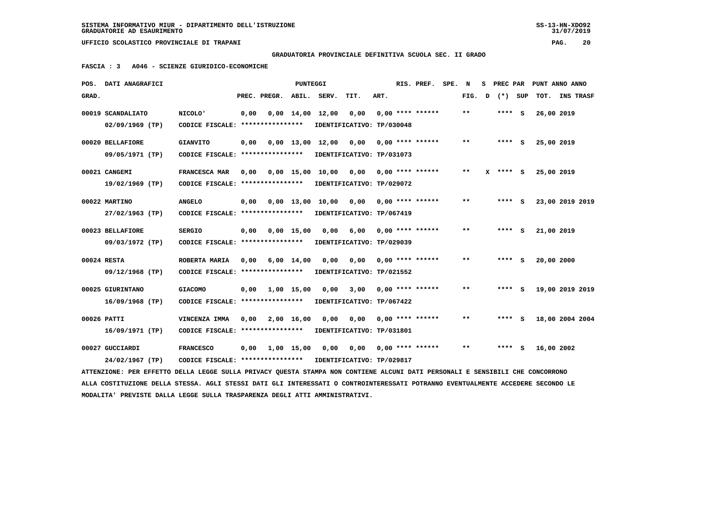SISTEMA INFORMATIVO MIUR - DIPARTIMENTO DELL'ISTRUZIONE
GRADUATORIE AD ESAURIMENTO

UFFICIO SCOLASTICO PROVINCIALE DI TRAPANI

**GRADUATORIA PROVINCIALE DEFINITIVA SCUOLA SEC. II GRADO**

**FASCIA : 3 A046 - SCIENZE GIURIDICO-ECONOMICHE**

| POS. GRAD. | DATI ANAGRAFICI | | PREC. | PREGR. | ABIL. | SERV. | TIT. | ART. | RIS. PREF. | SPE. N FIG. | S D | PREC PAR (*) SUP | PUNT ANNO TOT. | ANNO INS | TRASF |
|---|---|---|---|---|---|---|---|---|---|---|---|---|---|---|---|
| 00019 | SCANDALIATO 02/09/1969 (TP) | NICOLO' CODICE FISCALE: **************** IDENTIFICATIVO: TP/030048 | 0,00 | 0,00 | 14,00 | 12,00 | 0,00 | 0,00 | **** ****** | ** | | **** S | 26,00 | 2019 | |
| 00020 | BELLAFIORE 09/05/1971 (TP) | GIANVITO CODICE FISCALE: **************** IDENTIFICATIVO: TP/031073 | 0,00 | 0,00 | 13,00 | 12,00 | 0,00 | 0,00 | **** ****** | ** | | **** S | 25,00 | 2019 | |
| 00021 | CANGEMI 19/02/1969 (TP) | FRANCESCA MAR CODICE FISCALE: **************** IDENTIFICATIVO: TP/029072 | 0,00 | 0,00 | 15,00 | 10,00 | 0,00 | 0,00 | **** ****** | ** | X | **** S | 25,00 | 2019 | |
| 00022 | MARTINO 27/02/1963 (TP) | ANGELO CODICE FISCALE: **************** IDENTIFICATIVO: TP/067419 | 0,00 | 0,00 | 13,00 | 10,00 | 0,00 | 0,00 | **** ****** | ** | | **** S | 23,00 | 2019 | 2019 |
| 00023 | BELLAFIORE 09/03/1972 (TP) | SERGIO CODICE FISCALE: **************** IDENTIFICATIVO: TP/029039 | 0,00 | 0,00 | 15,00 | 0,00 | 6,00 | 0,00 | **** ****** | ** | | **** S | 21,00 | 2019 | |
| 00024 | RESTA 09/12/1968 (TP) | ROBERTA MARIA CODICE FISCALE: **************** IDENTIFICATIVO: TP/021552 | 0,00 | 6,00 | 14,00 | 0,00 | 0,00 | 0,00 | **** ****** | ** | | **** S | 20,00 | 2000 | |
| 00025 | GIURINTANO 16/09/1968 (TP) | GIACOMO CODICE FISCALE: **************** IDENTIFICATIVO: TP/067422 | 0,00 | 1,00 | 15,00 | 0,00 | 3,00 | 0,00 | **** ****** | ** | | **** S | 19,00 | 2019 | 2019 |
| 00026 | PATTI 16/09/1971 (TP) | VINCENZA IMMA CODICE FISCALE: **************** IDENTIFICATIVO: TP/031801 | 0,00 | 2,00 | 16,00 | 0,00 | 0,00 | 0,00 | **** ****** | ** | | **** S | 18,00 | 2004 | 2004 |
| 00027 | GUCCIARDI 24/02/1967 (TP) | FRANCESCO CODICE FISCALE: **************** IDENTIFICATIVO: TP/029817 | 0,00 | 1,00 | 15,00 | 0,00 | 0,00 | 0,00 | **** ****** | ** | | **** S | 16,00 | 2002 | |

ATTENZIONE: PER EFFETTO DELLA LEGGE SULLA PRIVACY QUESTA STAMPA NON CONTIENE ALCUNI DATI PERSONALI E SENSIBILI CHE CONCORRONO ALLA COSTITUZIONE DELLA STESSA. AGLI STESSI DATI GLI INTERESSATI O CONTROINTERESSATI POTRANNO EVENTUALMENTE ACCEDERE SECONDO LE MODALITA' PREVISTE DALLA LEGGE SULLA TRASPARENZA DEGLI ATTI AMMINISTRATIVI.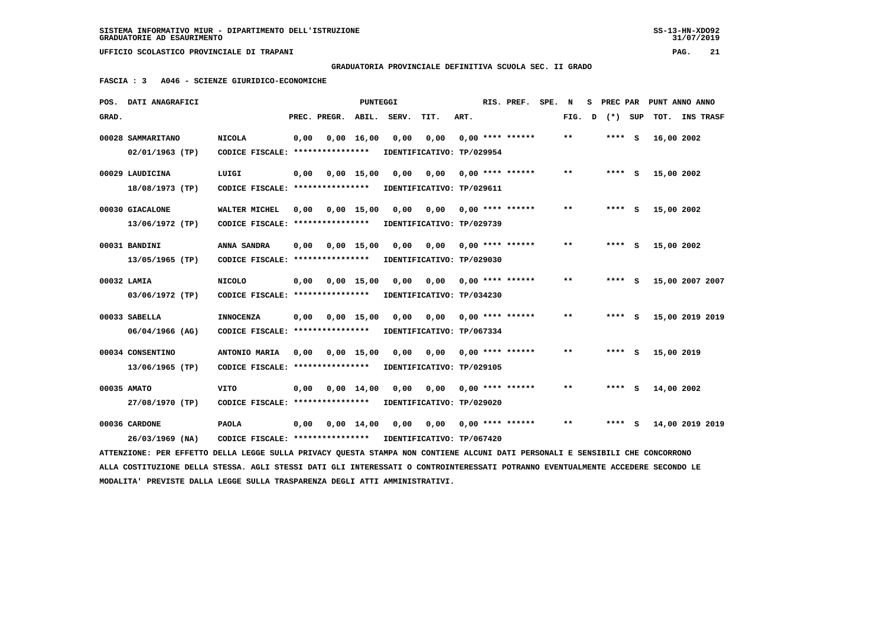SISTEMA INFORMATIVO MIUR - DIPARTIMENTO DELL'ISTRUZIONE
GRADUATORIE AD ESAURIMENTO

UFFICIO SCOLASTICO PROVINCIALE DI TRAPANI

**GRADUATORIA PROVINCIALE DEFINITIVA SCUOLA SEC. II GRADO**

**FASCIA : 3   A046 - SCIENZE GIURIDICO-ECONOMICHE**

| POS. GRAD. | DATI ANAGRAFICI | | PREC. | PREGR. | ABIL. | SERV. | TIT. | ART. | RIS. PREF. | SPE. FIG. | N D | S (*) | PREC PAR SUP | PUNT TOT. | ANNO INS | ANNO TRASF |
|---|---|---|---|---|---|---|---|---|---|---|---|---|---|---|---|---|
| 00028 | SAMMARITANO 02/01/1963 (TP) | NICOLA CODICE FISCALE: **************** IDENTIFICATIVO: TP029954 | 0,00 | 0,00 | 16,00 | 0,00 | 0,00 | 0,00 | **** ****** | ** | | **** | S | 16,00 | 2002 | |
| 00029 | LAUDICINA 18/08/1973 (TP) | LUIGI CODICE FISCALE: **************** IDENTIFICATIVO: TP029611 | 0,00 | 0,00 | 15,00 | 0,00 | 0,00 | 0,00 | **** ****** | ** | | **** | S | 15,00 | 2002 | |
| 00030 | GIACALONE 13/06/1972 (TP) | WALTER MICHEL CODICE FISCALE: **************** IDENTIFICATIVO: TP029739 | 0,00 | 0,00 | 15,00 | 0,00 | 0,00 | 0,00 | **** ****** | ** | | **** | S | 15,00 | 2002 | |
| 00031 | BANDINI 13/05/1965 (TP) | ANNA SANDRA CODICE FISCALE: **************** IDENTIFICATIVO: TP029030 | 0,00 | 0,00 | 15,00 | 0,00 | 0,00 | 0,00 | **** ****** | ** | | **** | S | 15,00 | 2002 | |
| 00032 | LAMIA 03/06/1972 (TP) | NICOLO CODICE FISCALE: **************** IDENTIFICATIVO: TP034230 | 0,00 | 0,00 | 15,00 | 0,00 | 0,00 | 0,00 | **** ****** | ** | | **** | S | 15,00 | 2007 | 2007 |
| 00033 | SABELLA 06/04/1966 (AG) | INNOCENZA CODICE FISCALE: **************** IDENTIFICATIVO: TP067334 | 0,00 | 0,00 | 15,00 | 0,00 | 0,00 | 0,00 | **** ****** | ** | | **** | S | 15,00 | 2019 | 2019 |
| 00034 | CONSENTINO 13/06/1965 (TP) | ANTONIO MARIA CODICE FISCALE: **************** IDENTIFICATIVO: TP029105 | 0,00 | 0,00 | 15,00 | 0,00 | 0,00 | 0,00 | **** ****** | ** | | **** | S | 15,00 | 2019 | |
| 00035 | AMATO 27/08/1970 (TP) | VITO CODICE FISCALE: **************** IDENTIFICATIVO: TP029020 | 0,00 | 0,00 | 14,00 | 0,00 | 0,00 | 0,00 | **** ****** | ** | | **** | S | 14,00 | 2002 | |
| 00036 | CARDONE 26/03/1969 (NA) | PAOLA CODICE FISCALE: **************** IDENTIFICATIVO: TP067420 | 0,00 | 0,00 | 14,00 | 0,00 | 0,00 | 0,00 | **** ****** | ** | | **** | S | 14,00 | 2019 | 2019 |

ATTENZIONE: PER EFFETTO DELLA LEGGE SULLA PRIVACY QUESTA STAMPA NON CONTIENE ALCUNI DATI PERSONALI E SENSIBILI CHE CONCORRONO ALLA COSTITUZIONE DELLA STESSA. AGLI STESSI DATI GLI INTERESSATI O CONTROINTERESSATI POTRANNO EVENTUALMENTE ACCEDERE SECONDO LE MODALITA' PREVISTE DALLA LEGGE SULLA TRASPARENZA DEGLI ATTI AMMINISTRATIVI.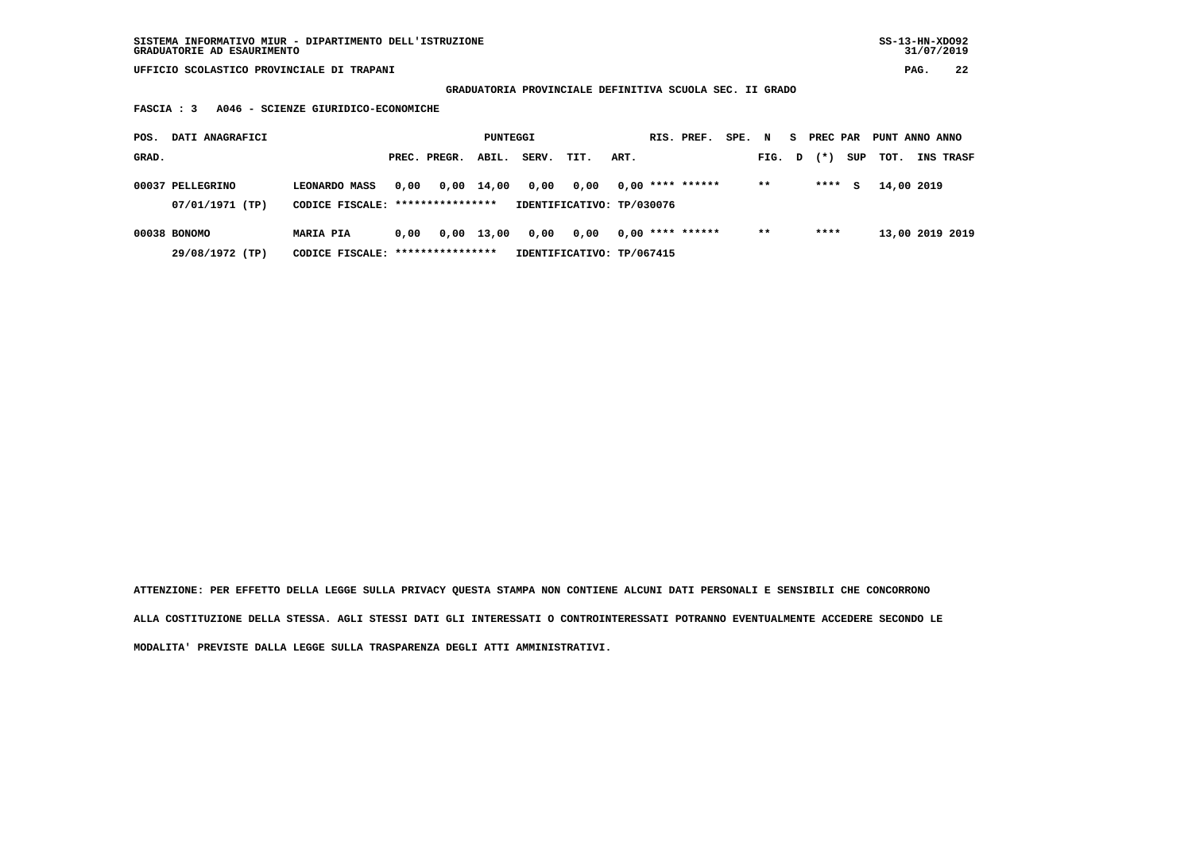SISTEMA INFORMATIVO MIUR - DIPARTIMENTO DELL'ISTRUZIONE
GRADUATORIE AD ESAURIMENTO

UFFICIO SCOLASTICO PROVINCIALE DI TRAPANI

**GRADUATORIA PROVINCIALE DEFINITIVA SCUOLA SEC. II GRADO**

**FASCIA : 3 A046 - SCIENZE GIURIDICO-ECONOMICHE**

| POS. GRAD. | DATI ANAGRAFICI | | PREC. | PREGR. | ABIL. | SERV. | TIT. | ART. | RIS. | PREF. | SPE. | N FIG. | S D | PREC PAR (*) | SUP | PUNT TOT. | ANNO INS | ANNO TRASF |
|---|---|---|---|---|---|---|---|---|---|---|---|---|---|---|---|---|---|---|
| 00037 | PELLEGRINO 07/01/1971 (TP) | LEONARDO MASS CODICE FISCALE: **************** IDENTIFICATIVO: TP/030076 | 0,00 | 0,00 | 14,00 | 0,00 | 0,00 | 0,00 | **** | ****** | | ** | | **** | S | 14,00 | 2019 | |
| 00038 | BONOMO 29/08/1972 (TP) | MARIA PIA CODICE FISCALE: **************** IDENTIFICATIVO: TP/067415 | 0,00 | 0,00 | 13,00 | 0,00 | 0,00 | 0,00 | **** | ****** | | ** | | **** | | 13,00 | 2019 | 2019 |

ATTENZIONE: PER EFFETTO DELLA LEGGE SULLA PRIVACY QUESTA STAMPA NON CONTIENE ALCUNI DATI PERSONALI E SENSIBILI CHE CONCORRONO ALLA COSTITUZIONE DELLA STESSA. AGLI STESSI DATI GLI INTERESSATI O CONTROINTERESSATI POTRANNO EVENTUALMENTE ACCEDERE SECONDO LE MODALITA' PREVISTE DALLA LEGGE SULLA TRASPARENZA DEGLI ATTI AMMINISTRATIVI.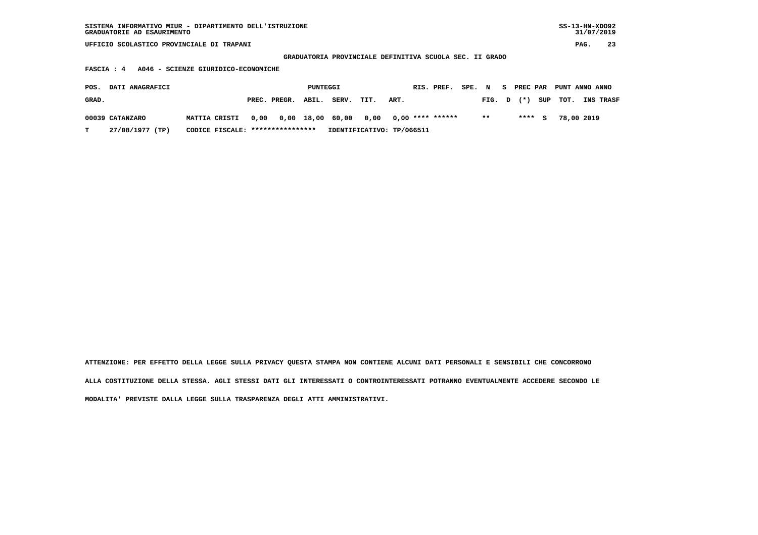SISTEMA INFORMATIVO MIUR - DIPARTIMENTO DELL'ISTRUZIONE
GRADUATORIE AD ESAURIMENTO

SS-13-HN-XDO92
31/07/2019

UFFICIO SCOLASTICO PROVINCIALE DI TRAPANI

**GRADUATORIA PROVINCIALE DEFINITIVA SCUOLA SEC. II GRADO**

**FASCIA : 4 A046 - SCIENZE GIURIDICO-ECONOMICHE**

| POS. GRAD. | DATI ANAGRAFICI | | PREC. | PREGR. | ABIL. | SERV. | TIT. | ART. | RIS. | PREF. | SPE. FIG. | N D | S (*) | PREC PAR SUP | PUNT TOT. | ANNO INS | ANNO TRASF |
|---|---|---|---|---|---|---|---|---|---|---|---|---|---|---|---|---|---|
| 00039 | CATANZARO | MATTIA CRISTI | 0,00 | 0,00 | 18,00 | 60,00 | 0,00 | 0,00 | **** | ****** | ** | | **** | S | 78,00 | 2019 | |
| T | 27/08/1977 (TP) | CODICE FISCALE: **************** | IDENTIFICATIVO: TP/066511 | | | | | | | | | | | | | | |

ATTENZIONE: PER EFFETTO DELLA LEGGE SULLA PRIVACY QUESTA STAMPA NON CONTIENE ALCUNI DATI PERSONALI E SENSIBILI CHE CONCORRONO ALLA COSTITUZIONE DELLA STESSA. AGLI STESSI DATI GLI INTERESSATI O CONTROINTERESSATI POTRANNO EVENTUALMENTE ACCEDERE SECONDO LE MODALITA' PREVISTE DALLA LEGGE SULLA TRASPARENZA DEGLI ATTI AMMINISTRATIVI.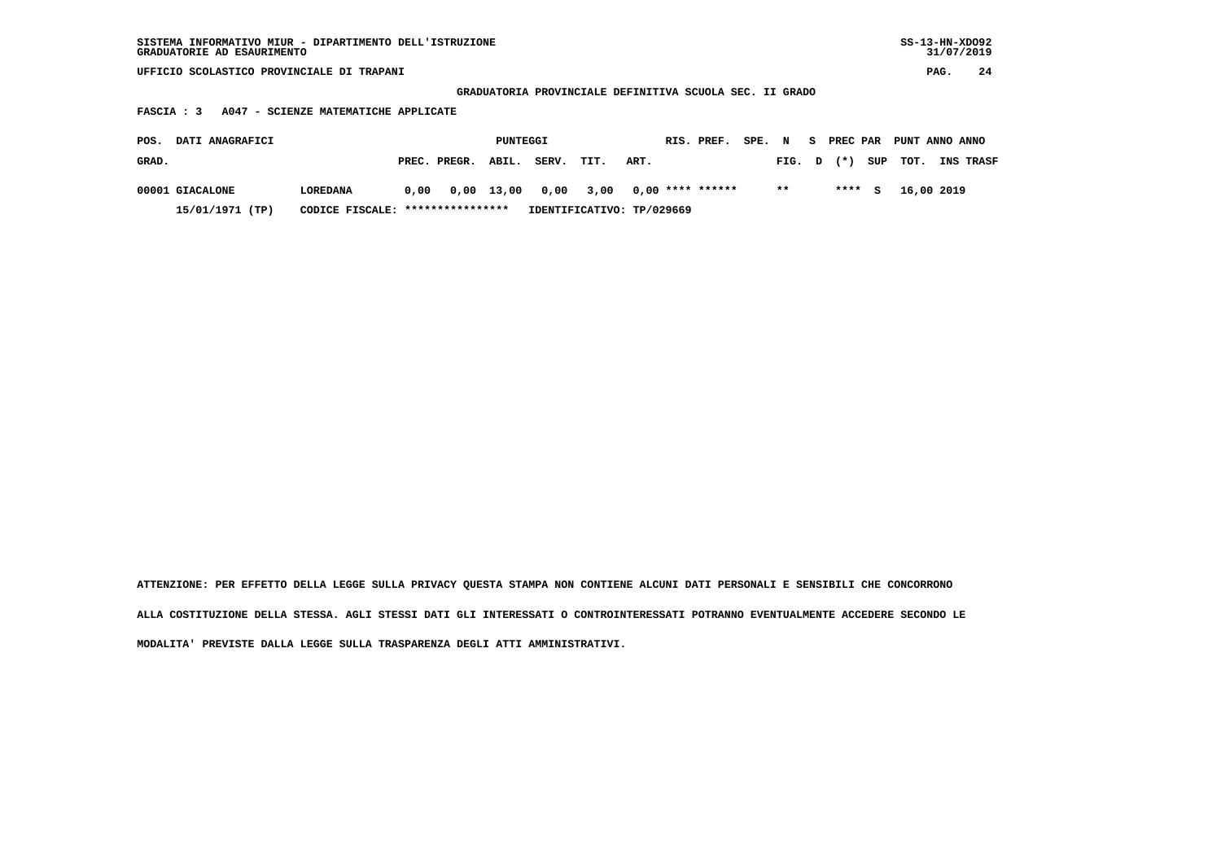SISTEMA INFORMATIVO MIUR - DIPARTIMENTO DELL'ISTRUZIONE
GRADUATORIE AD ESAURIMENTO

UFFICIO SCOLASTICO PROVINCIALE DI TRAPANI

**GRADUATORIA PROVINCIALE DEFINITIVA SCUOLA SEC. II GRADO**

**FASCIA : 3 A047 - SCIENZE MATEMATICHE APPLICATE**

| POS. GRAD. | DATI ANAGRAFICI | | PUNTEGGI PREC. | PREGR. | ABIL. | SERV. | TIT. | ART. | RIS. | PREF. | SPE. | N FIG. | S D | PREC (*) | PAR SUP | PUNT TOT. | ANNO INS | ANNO TRASF |
|---|---|---|---|---|---|---|---|---|---|---|---|---|---|---|---|---|---|---|
| 00001 | GIACALONE | LOREDANA | 0,00 | 0,00 | 13,00 | 0,00 | 3,00 | 0,00 | **** | ****** | | ** | | **** | S | 16,00 | 2019 | |
| | 15/01/1971 (TP) | CODICE FISCALE: **************** | IDENTIFICATIVO: TP/029669 | | | | | | | | | | | | | | | |

ATTENZIONE: PER EFFETTO DELLA LEGGE SULLA PRIVACY QUESTA STAMPA NON CONTIENE ALCUNI DATI PERSONALI E SENSIBILI CHE CONCORRONO ALLA COSTITUZIONE DELLA STESSA. AGLI STESSI DATI GLI INTERESSATI O CONTROINTERESSATI POTRANNO EVENTUALMENTE ACCEDERE SECONDO LE MODALITA' PREVISTE DALLA LEGGE SULLA TRASPARENZA DEGLI ATTI AMMINISTRATIVI.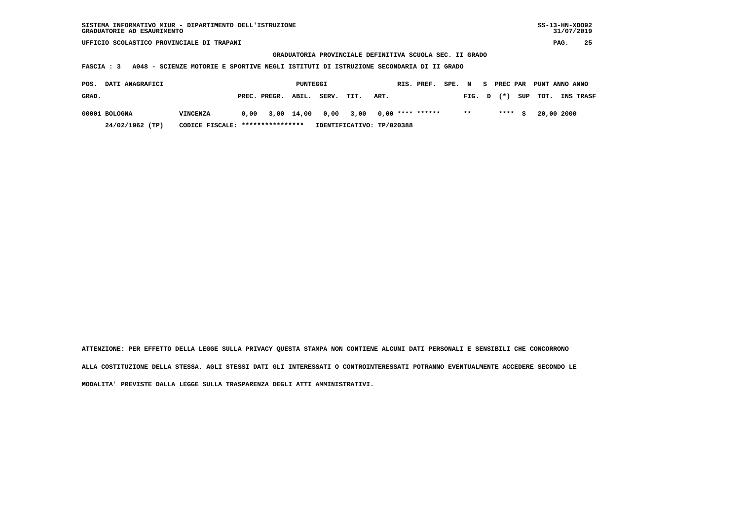SISTEMA INFORMATIVO MIUR - DIPARTIMENTO DELL'ISTRUZIONE
GRADUATORIE AD ESAURIMENTO

UFFICIO SCOLASTICO PROVINCIALE DI TRAPANI

**GRADUATORIA PROVINCIALE DEFINITIVA SCUOLA SEC. II GRADO**

**FASCIA : 3 A048 - SCIENZE MOTORIE E SPORTIVE NEGLI ISTITUTI DI ISTRUZIONE SECONDARIA DI II GRADO**

| POS. GRAD. | DATI ANAGRAFICI | | PUNTEGGI PREC. | PREGR. | ABIL. | SERV. | TIT. | ART. | RIS. | PREF. | SPE. FIG. | N D | S (*) | PREC PAR SUP | PUNT TOT. | ANNO INS | ANNO TRASF |
|---|---|---|---|---|---|---|---|---|---|---|---|---|---|---|---|---|---|
| 00001 | BOLOGNA | VINCENZA | 0,00 | 3,00 | 14,00 | 0,00 | 3,00 | 0,00 | **** | ****** | ** | | **** | S | 20,00 | 2000 | |
| | 24/02/1962 (TP) | CODICE FISCALE: **************** | IDENTIFICATIVO: TP/020388 | | | | | | | | | | | | | | |

**ATTENZIONE: PER EFFETTO DELLA LEGGE SULLA PRIVACY QUESTA STAMPA NON CONTIENE ALCUNI DATI PERSONALI E SENSIBILI CHE CONCORRONO ALLA COSTITUZIONE DELLA STESSA. AGLI STESSI DATI GLI INTERESSATI O CONTROINTERESSATI POTRANNO EVENTUALMENTE ACCEDERE SECONDO LE MODALITA' PREVISTE DALLA LEGGE SULLA TRASPARENZA DEGLI ATTI AMMINISTRATIVI.**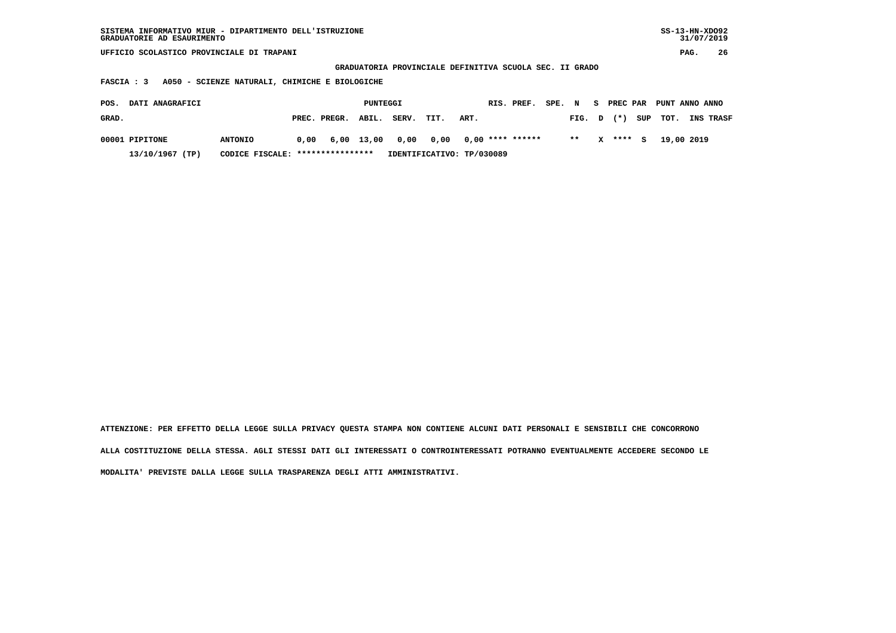SISTEMA INFORMATIVO MIUR - DIPARTIMENTO DELL'ISTRUZIONE
GRADUATORIE AD ESAURIMENTO

UFFICIO SCOLASTICO PROVINCIALE DI TRAPANI

GRADUATORIA PROVINCIALE DEFINITIVA SCUOLA SEC. II GRADO

FASCIA : 3 A050 - SCIENZE NATURALI, CHIMICHE E BIOLOGICHE

| POS. GRAD. | DATI ANAGRAFICI | | PUNTEGGI PREC. | PREGR. | ABIL. | SERV. | TIT. | ART. | RIS. | PREF. | SPE. | N FIG. | S D | PREC (*) | PAR SUP | PUNT TOT. | ANNO INS | ANNO TRASF |
|---|---|---|---|---|---|---|---|---|---|---|---|---|---|---|---|---|---|---|
| 00001 | PIPITONE | ANTONIO | 0,00 | 6,00 | 13,00 | 0,00 | 0,00 | 0,00 | **** | ****** | | ** | X | **** | S | 19,00 | 2019 | |
| | 13/10/1967 (TP) | CODICE FISCALE: **************** | IDENTIFICATIVO: TP/030089 | | | | | | | | | | | | | | | |

ATTENZIONE: PER EFFETTO DELLA LEGGE SULLA PRIVACY QUESTA STAMPA NON CONTIENE ALCUNI DATI PERSONALI E SENSIBILI CHE CONCORRONO ALLA COSTITUZIONE DELLA STESSA. AGLI STESSI DATI GLI INTERESSATI O CONTROINTERESSATI POTRANNO EVENTUALMENTE ACCEDERE SECONDO LE MODALITA' PREVISTE DALLA LEGGE SULLA TRASPARENZA DEGLI ATTI AMMINISTRATIVI.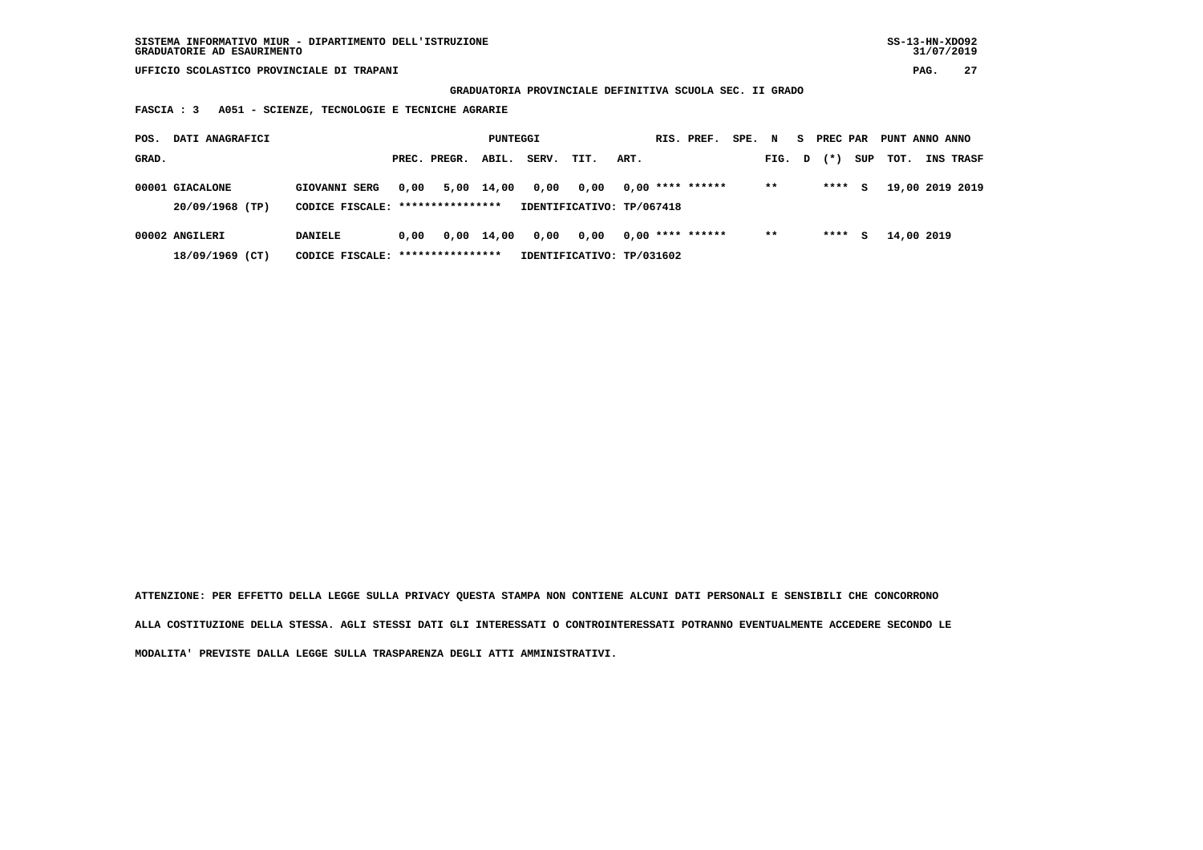SISTEMA INFORMATIVO MIUR - DIPARTIMENTO DELL'ISTRUZIONE
GRADUATORIE AD ESAURIMENTO

UFFICIO SCOLASTICO PROVINCIALE DI TRAPANI

**GRADUATORIA PROVINCIALE DEFINITIVA SCUOLA SEC. II GRADO**

**FASCIA : 3 A051 - SCIENZE, TECNOLOGIE E TECNICHE AGRARIE**

| POS. GRAD. | DATI ANAGRAFICI | | PREC. | PREGR. | ABIL. | SERV. | TIT. | ART. | RIS. | PREF. | SPE. | N FIG. | S D | PREC PAR (*) | SUP | PUNT TOT. | ANNO INS | ANNO TRASF |
|---|---|---|---|---|---|---|---|---|---|---|---|---|---|---|---|---|---|---|
| 00001 | GIACALONE | GIOVANNI SERG | 0,00 | 5,00 | 14,00 | 0,00 | 0,00 | 0,00 | **** | ****** | | ** | | **** | S | 19,00 | 2019 | 2019 |
| | 20/09/1968 (TP) | CODICE FISCALE: **************** | IDENTIFICATIVO: TP/067418 | | | | | | | | | | | | | | | |
| 00002 | ANGILERI | DANIELE | 0,00 | 0,00 | 14,00 | 0,00 | 0,00 | 0,00 | **** | ****** | | ** | | **** | S | 14,00 | 2019 | |
| | 18/09/1969 (CT) | CODICE FISCALE: **************** | IDENTIFICATIVO: TP/031602 | | | | | | | | | | | | | | | |

ATTENZIONE: PER EFFETTO DELLA LEGGE SULLA PRIVACY QUESTA STAMPA NON CONTIENE ALCUNI DATI PERSONALI E SENSIBILI CHE CONCORRONO ALLA COSTITUZIONE DELLA STESSA. AGLI STESSI DATI GLI INTERESSATI O CONTROINTERESSATI POTRANNO EVENTUALMENTE ACCEDERE SECONDO LE MODALITA' PREVISTE DALLA LEGGE SULLA TRASPARENZA DEGLI ATTI AMMINISTRATIVI.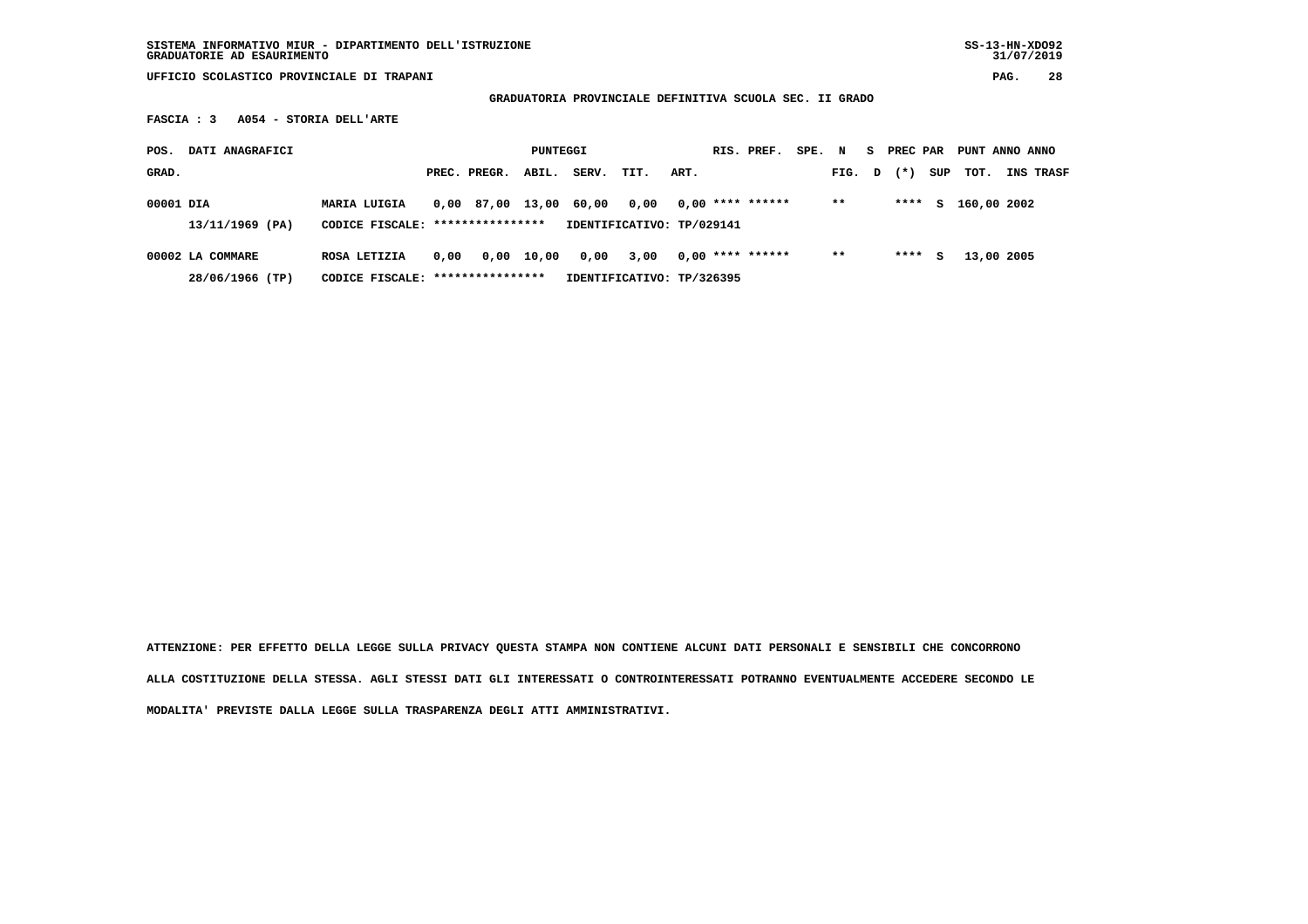SISTEMA INFORMATIVO MIUR - DIPARTIMENTO DELL'ISTRUZIONE
GRADUATORIE AD ESAURIMENTO

SS-13-HN-XDO92
31/07/2019

UFFICIO SCOLASTICO PROVINCIALE DI TRAPANI

## GRADUATORIA PROVINCIALE DEFINITIVA SCUOLA SEC. II GRADO

**FASCIA : 3 A054 - STORIA DELL'ARTE**

| POS. GRAD. | DATI ANAGRAFICI | | PREC. | PREGR. | ABIL. | SERV. | TIT. | ART. | RIS. | PREF. | SPE. | N FIG. | S D | PREC (*) | PAR SUP | PUNT TOT. | ANNO INS | ANNO TRASF |
|---|---|---|---|---|---|---|---|---|---|---|---|---|---|---|---|---|---|---|
| 00001 | DIA | MARIA LUIGIA | 0,00 | 87,00 | 13,00 | 60,00 | 0,00 | 0,00 | **** | ****** | | ** | | **** | S | 160,00 | 2002 | |
| | 13/11/1969 (PA) | CODICE FISCALE: **************** | IDENTIFICATIVO: TP/029141 | | | | | | | | | | | | | | | |
| 00002 | LA COMMARE | ROSA LETIZIA | 0,00 | 0,00 | 10,00 | 0,00 | 3,00 | 0,00 | **** | ****** | | ** | | **** | S | 13,00 | 2005 | |
| | 28/06/1966 (TP) | CODICE FISCALE: **************** | IDENTIFICATIVO: TP/326395 | | | | | | | | | | | | | | | |

**ATTENZIONE: PER EFFETTO DELLA LEGGE SULLA PRIVACY QUESTA STAMPA NON CONTIENE ALCUNI DATI PERSONALI E SENSIBILI CHE CONCORRONO ALLA COSTITUZIONE DELLA STESSA. AGLI STESSI DATI GLI INTERESSATI O CONTROINTERESSATI POTRANNO EVENTUALMENTE ACCEDERE SECONDO LE MODALITA' PREVISTE DALLA LEGGE SULLA TRASPARENZA DEGLI ATTI AMMINISTRATIVI.**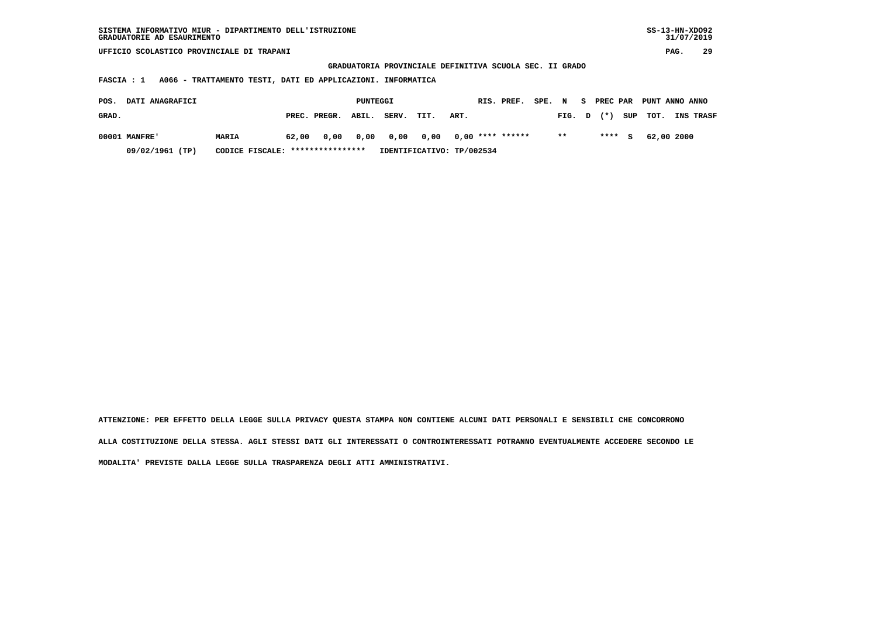GRADUATORIA PROVINCIALE DEFINITIVA SCUOLA SEC. II GRADO

FASCIA : 1 A066 - TRATTAMENTO TESTI, DATI ED APPLICAZIONI. INFORMATICA

| POS. GRAD. | DATI ANAGRAFICI | | PUNTEGGI PREC. | PREGR. | ABIL. | SERV. | TIT. | ART. | RIS. | PREF. | SPE. FIG. | N D | S (*) | PREC PAR SUP | PUNT TOT. | ANNO INS | ANNO TRASF |
|---|---|---|---|---|---|---|---|---|---|---|---|---|---|---|---|---|---|
| 00001 | MANFRE' | MARIA | 62,00 | 0,00 | 0,00 | 0,00 | 0,00 | 0,00 | **** | ****** | ** | | **** | S | 62,00 | 2000 | |
| | 09/02/1961 (TP) | CODICE FISCALE: **************** | IDENTIFICATIVO: TP/002534 | | | | | | | | | | | | | | |

ATTENZIONE: PER EFFETTO DELLA LEGGE SULLA PRIVACY QUESTA STAMPA NON CONTIENE ALCUNI DATI PERSONALI E SENSIBILI CHE CONCORRONO ALLA COSTITUZIONE DELLA STESSA. AGLI STESSI DATI GLI INTERESSATI O CONTROINTERESSATI POTRANNO EVENTUALMENTE ACCEDERE SECONDO LE MODALITA' PREVISTE DALLA LEGGE SULLA TRASPARENZA DEGLI ATTI AMMINISTRATIVI.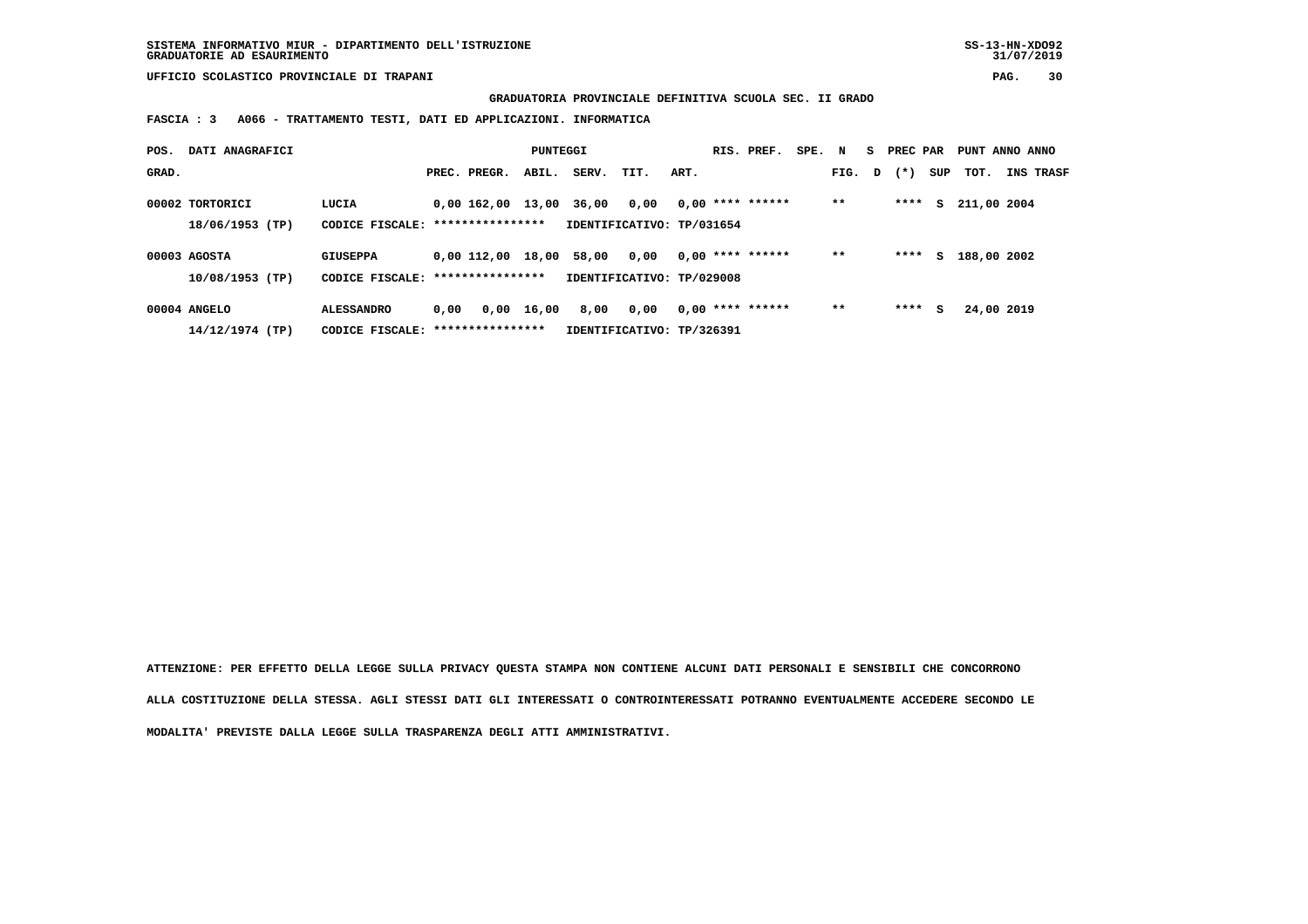SISTEMA INFORMATIVO MIUR - DIPARTIMENTO DELL'ISTRUZIONE
GRADUATORIE AD ESAURIMENTO

UFFICIO SCOLASTICO PROVINCIALE DI TRAPANI

**GRADUATORIA PROVINCIALE DEFINITIVA SCUOLA SEC. II GRADO**

**FASCIA : 3 A066 - TRATTAMENTO TESTI, DATI ED APPLICAZIONI. INFORMATICA**

| POS. GRAD. | DATI ANAGRAFICI | | PREC. | PREGR. | ABIL. | SERV. | TIT. | ART. | RIS. | PREF. | SPE. | N FIG. | S D | PREC PAR (*) | SUP | PUNT TOT. | ANNO INS | ANNO TRASF |
|---|---|---|---|---|---|---|---|---|---|---|---|---|---|---|---|---|---|---|
| 00002 | TORTORICI | LUCIA | 0,00 | 162,00 | 13,00 | 36,00 | 0,00 | 0,00 | **** | ****** | | ** | | **** | S | 211,00 | 2004 | |
| | 18/06/1953 (TP) | CODICE FISCALE: **************** | | | | IDENTIFICATIVO: TP/031654 | | | | | | | | | | | | |
| 00003 | AGOSTA | GIUSEPPA | 0,00 | 112,00 | 18,00 | 58,00 | 0,00 | 0,00 | **** | ****** | | ** | | **** | S | 188,00 | 2002 | |
| | 10/08/1953 (TP) | CODICE FISCALE: **************** | | | | IDENTIFICATIVO: TP/029008 | | | | | | | | | | | | |
| 00004 | ANGELO | ALESSANDRO | 0,00 | 0,00 | 16,00 | 8,00 | 0,00 | 0,00 | **** | ****** | | ** | | **** | S | 24,00 | 2019 | |
| | 14/12/1974 (TP) | CODICE FISCALE: **************** | | | | IDENTIFICATIVO: TP/326391 | | | | | | | | | | | | |

ATTENZIONE: PER EFFETTO DELLA LEGGE SULLA PRIVACY QUESTA STAMPA NON CONTIENE ALCUNI DATI PERSONALI E SENSIBILI CHE CONCORRONO ALLA COSTITUZIONE DELLA STESSA. AGLI STESSI DATI GLI INTERESSATI O CONTROINTERESSATI POTRANNO EVENTUALMENTE ACCEDERE SECONDO LE MODALITA' PREVISTE DALLA LEGGE SULLA TRASPARENZA DEGLI ATTI AMMINISTRATIVI.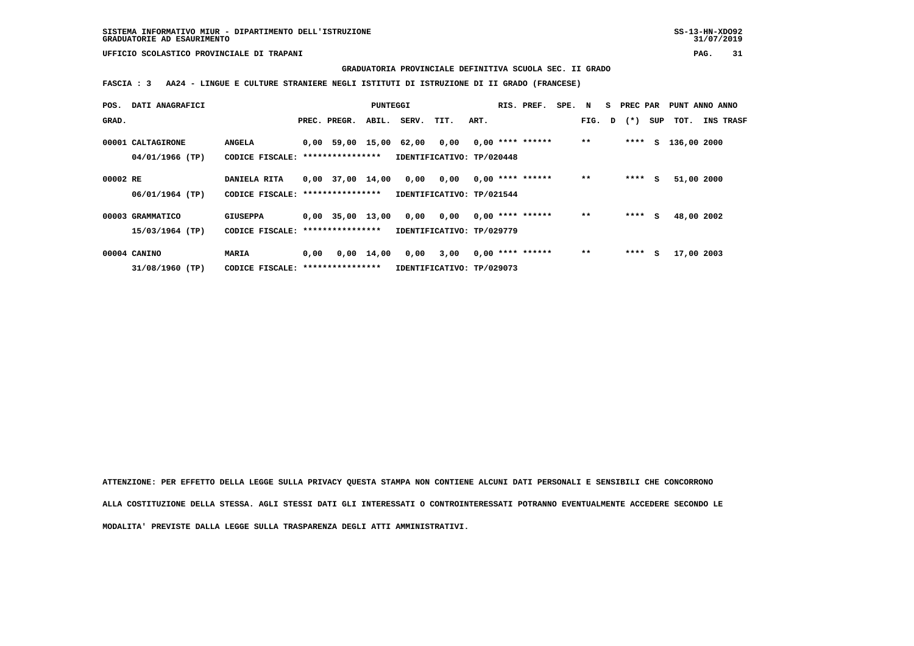**SISTEMA INFORMATIVO MIUR - DIPARTIMENTO DELL'ISTRUZIONE**
**GRADUATORIE AD ESAURIMENTO**

**UFFICIO SCOLASTICO PROVINCIALE DI TRAPANI**

**GRADUATORIA PROVINCIALE DEFINITIVA SCUOLA SEC. II GRADO**

**FASCIA : 3 AA24 - LINGUE E CULTURE STRANIERE NEGLI ISTITUTI DI ISTRUZIONE DI II GRADO (FRANCESE)**

| POS. GRAD. | DATI ANAGRAFICI | | PREC. | PREGR. | ABIL. | SERV. | TIT. | ART. | RIS. | PREF. | SPE. | N FIG. | S D | PREC PAR (*) | SUP | PUNT TOT. | ANNO INS | ANNO TRASF |
|---|---|---|---|---|---|---|---|---|---|---|---|---|---|---|---|---|---|---|
| 00001 | CALTAGIRONE | ANGELA | 0,00 | 59,00 | 15,00 | 62,00 | 0,00 | 0,00 | **** | ****** | | ** | | **** | S | 136,00 | 2000 | |
| | 04/01/1966 (TP) | CODICE FISCALE: **************** | IDENTIFICATIVO: TP/020448 | | | | | | | | | | | | | | | |
| 00002 | RE | DANIELA RITA | 0,00 | 37,00 | 14,00 | 0,00 | 0,00 | 0,00 | **** | ****** | | ** | | **** | S | 51,00 | 2000 | |
| | 06/01/1964 (TP) | CODICE FISCALE: **************** | IDENTIFICATIVO: TP/021544 | | | | | | | | | | | | | | | |
| 00003 | GRAMMATICO | GIUSEPPA | 0,00 | 35,00 | 13,00 | 0,00 | 0,00 | 0,00 | **** | ****** | | ** | | **** | S | 48,00 | 2002 | |
| | 15/03/1964 (TP) | CODICE FISCALE: **************** | IDENTIFICATIVO: TP/029779 | | | | | | | | | | | | | | | |
| 00004 | CANINO | MARIA | 0,00 | 0,00 | 14,00 | 0,00 | 3,00 | 0,00 | **** | ****** | | ** | | **** | S | 17,00 | 2003 | |
| | 31/08/1960 (TP) | CODICE FISCALE: **************** | IDENTIFICATIVO: TP/029073 | | | | | | | | | | | | | | | |

**ATTENZIONE: PER EFFETTO DELLA LEGGE SULLA PRIVACY QUESTA STAMPA NON CONTIENE ALCUNI DATI PERSONALI E SENSIBILI CHE CONCORRONO ALLA COSTITUZIONE DELLA STESSA. AGLI STESSI DATI GLI INTERESSATI O CONTROINTERESSATI POTRANNO EVENTUALMENTE ACCEDERE SECONDO LE MODALITA' PREVISTE DALLA LEGGE SULLA TRASPARENZA DEGLI ATTI AMMINISTRATIVI.**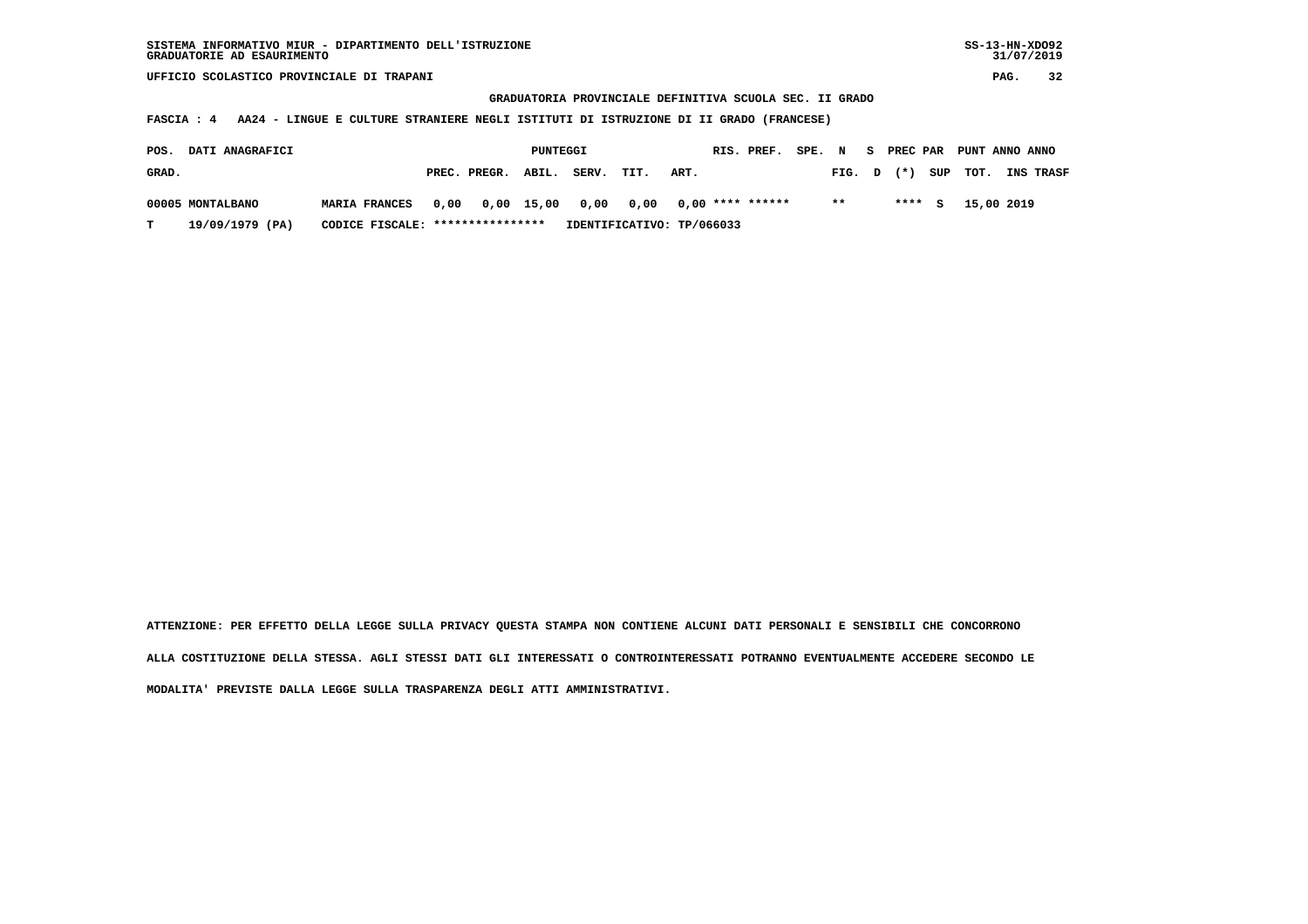SISTEMA INFORMATIVO MIUR - DIPARTIMENTO DELL'ISTRUZIONE
GRADUATORIE AD ESAURIMENTO

UFFICIO SCOLASTICO PROVINCIALE DI TRAPANI

GRADUATORIA PROVINCIALE DEFINITIVA SCUOLA SEC. II GRADO

FASCIA : 4 AA24 - LINGUE E CULTURE STRANIERE NEGLI ISTITUTI DI ISTRUZIONE DI II GRADO (FRANCESE)

| POS. GRAD. | DATI ANAGRAFICI | | PUNTEGGI PREC. | PREGR. | ABIL. | SERV. | TIT. | ART. | RIS. | PREF. | SPE. FIG. | N D | S (*) | PREC PAR SUP | PUNT TOT. | ANNO INS | ANNO TRASF |
|---|---|---|---|---|---|---|---|---|---|---|---|---|---|---|---|---|---|
| 00005 | MONTALBANO | MARIA FRANCES | 0,00 | 0,00 | 15,00 | 0,00 | 0,00 | 0,00 | **** | ****** | ** | | **** | S | 15,00 | 2019 | |
| T | 19/09/1979 (PA) | CODICE FISCALE: **************** | IDENTIFICATIVO: TP/066033 | | | | | | | | | | | | | | |

ATTENZIONE: PER EFFETTO DELLA LEGGE SULLA PRIVACY QUESTA STAMPA NON CONTIENE ALCUNI DATI PERSONALI E SENSIBILI CHE CONCORRONO ALLA COSTITUZIONE DELLA STESSA. AGLI STESSI DATI GLI INTERESSATI O CONTROINTERESSATI POTRANNO EVENTUALMENTE ACCEDERE SECONDO LE MODALITA' PREVISTE DALLA LEGGE SULLA TRASPARENZA DEGLI ATTI AMMINISTRATIVI.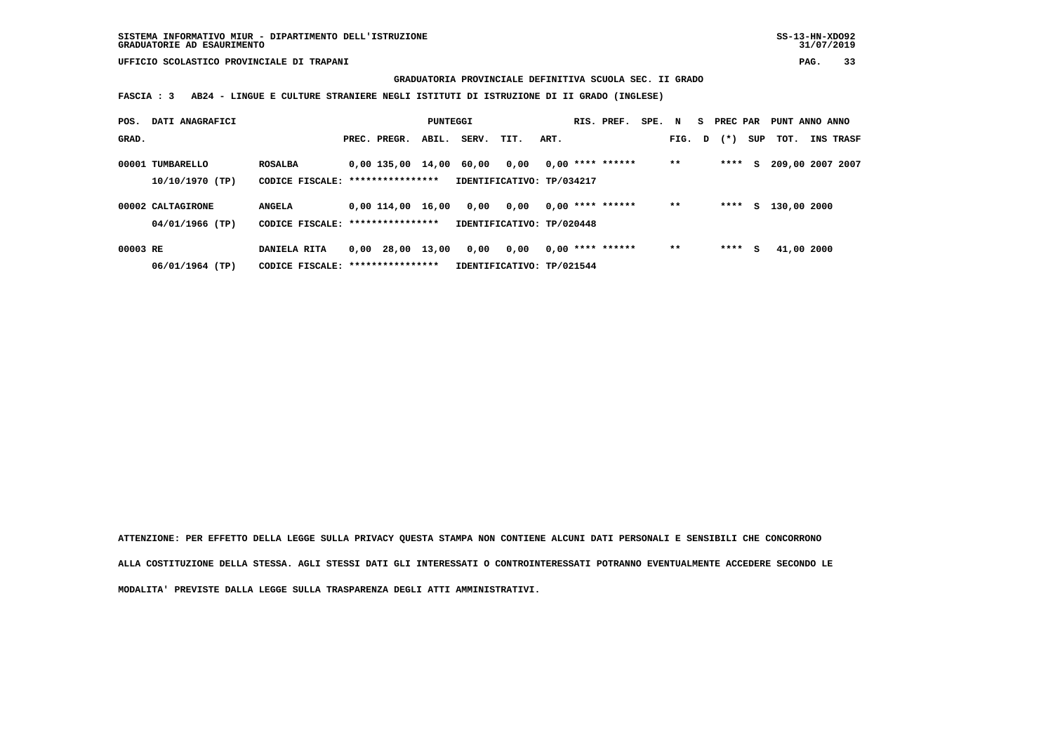SISTEMA INFORMATIVO MIUR - DIPARTIMENTO DELL'ISTRUZIONE
GRADUATORIE AD ESAURIMENTO

UFFICIO SCOLASTICO PROVINCIALE DI TRAPANI

**GRADUATORIA PROVINCIALE DEFINITIVA SCUOLA SEC. II GRADO**

**FASCIA : 3 AB24 - LINGUE E CULTURE STRANIERE NEGLI ISTITUTI DI ISTRUZIONE DI II GRADO (INGLESE)**

| POS. GRAD. | DATI ANAGRAFICI | | PREC. | PREGR. | ABIL. | SERV. | TIT. | ART. | RIS. | PREF. | SPE. | N FIG. | S D | PREC PAR (*) | SUP | PUNT TOT. | ANNO INS | ANNO TRASF |
|---|---|---|---|---|---|---|---|---|---|---|---|---|---|---|---|---|---|---|
| 00001 | TUMBARELLO | ROSALBA | 0,00 | 135,00 | 14,00 | 60,00 | 0,00 | 0,00 | **** | ****** | | ** | | **** | S | 209,00 | 2007 | 2007 |
| | 10/10/1970 (TP) | CODICE FISCALE: **************** | IDENTIFICATIVO: TP/034217 | | | | | | | | | | | | | | | |
| 00002 | CALTAGIRONE | ANGELA | 0,00 | 114,00 | 16,00 | 0,00 | 0,00 | 0,00 | **** | ****** | | ** | | **** | S | 130,00 | 2000 | |
| | 04/01/1966 (TP) | CODICE FISCALE: **************** | IDENTIFICATIVO: TP/020448 | | | | | | | | | | | | | | | |
| 00003 | RE | DANIELA RITA | 0,00 | 28,00 | 13,00 | 0,00 | 0,00 | 0,00 | **** | ****** | | ** | | **** | S | 41,00 | 2000 | |
| | 06/01/1964 (TP) | CODICE FISCALE: **************** | IDENTIFICATIVO: TP/021544 | | | | | | | | | | | | | | | |

ATTENZIONE: PER EFFETTO DELLA LEGGE SULLA PRIVACY QUESTA STAMPA NON CONTIENE ALCUNI DATI PERSONALI E SENSIBILI CHE CONCORRONO ALLA COSTITUZIONE DELLA STESSA. AGLI STESSI DATI GLI INTERESSATI O CONTROINTERESSATI POTRANNO EVENTUALMENTE ACCEDERE SECONDO LE MODALITA' PREVISTE DALLA LEGGE SULLA TRASPARENZA DEGLI ATTI AMMINISTRATIVI.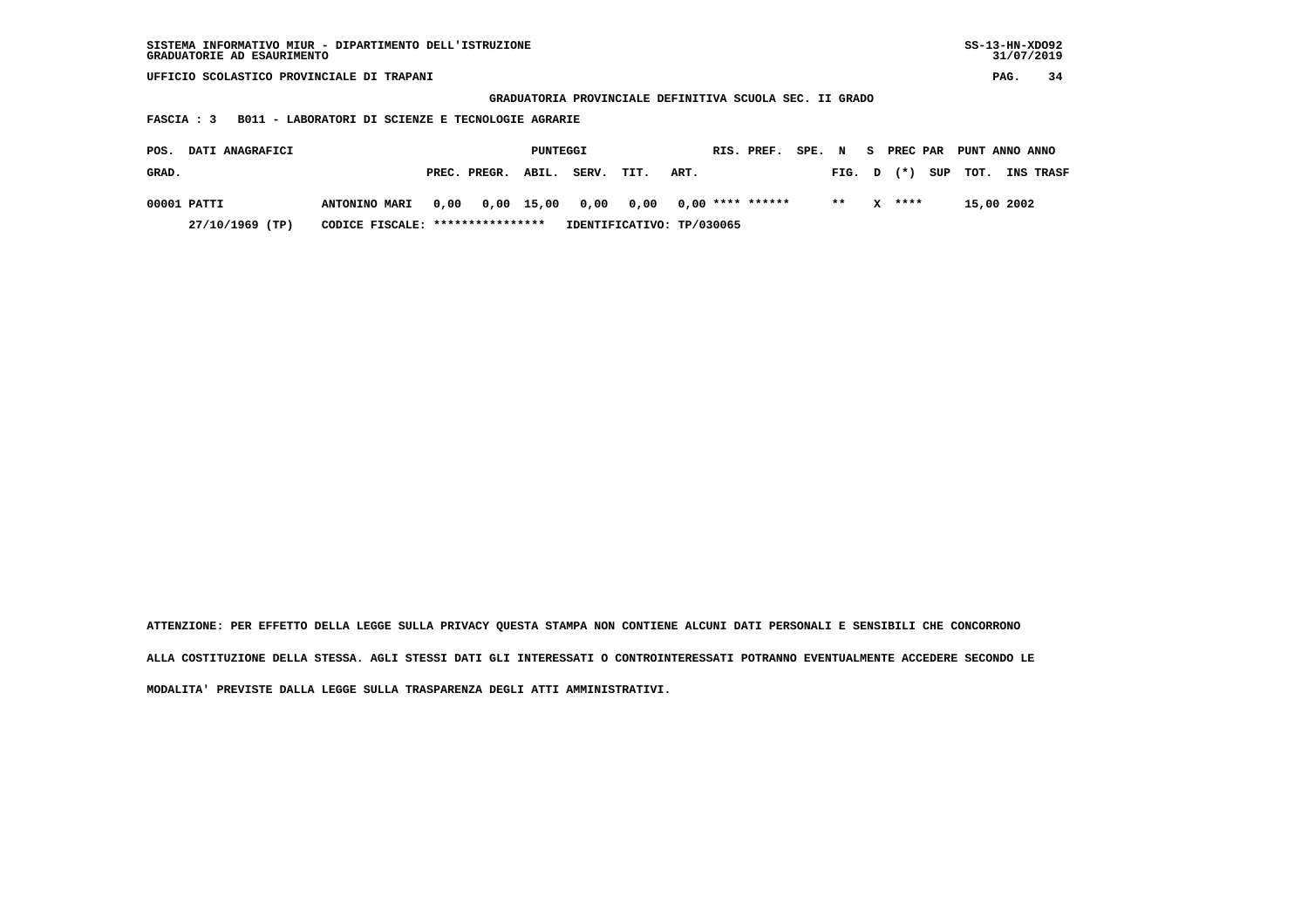SISTEMA INFORMATIVO MIUR - DIPARTIMENTO DELL'ISTRUZIONE
GRADUATORIE AD ESAURIMENTO

SS-13-HN-XDO92
31/07/2019

UFFICIO SCOLASTICO PROVINCIALE DI TRAPANI

## GRADUATORIA PROVINCIALE DEFINITIVA SCUOLA SEC. II GRADO

**FASCIA : 3 B011 - LABORATORI DI SCIENZE E TECNOLOGIE AGRARIE**

| POS. GRAD. | DATI ANAGRAFICI | | PUNTEGGI PREC. | PREGR. | ABIL. | SERV. | TIT. | ART. | RIS. | PREF. | SPE. | N FIG. | S D | PREC PAR (*) | SUP | PUNT TOT. | ANNO INS | ANNO TRASF |
|---|---|---|---|---|---|---|---|---|---|---|---|---|---|---|---|---|---|---|
| 00001 | PATTI | ANTONINO MARI | 0,00 | 0,00 | 15,00 | 0,00 | 0,00 | 0,00 | **** | ****** | | ** | X | **** | | 15,00 | 2002 | |
| | 27/10/1969 (TP) | CODICE FISCALE: **************** | IDENTIFICATIVO: TP/030065 | | | | | | | | | | | | | | | |

ATTENZIONE: PER EFFETTO DELLA LEGGE SULLA PRIVACY QUESTA STAMPA NON CONTIENE ALCUNI DATI PERSONALI E SENSIBILI CHE CONCORRONO ALLA COSTITUZIONE DELLA STESSA. AGLI STESSI DATI GLI INTERESSATI O CONTROINTERESSATI POTRANNO EVENTUALMENTE ACCEDERE SECONDO LE MODALITA' PREVISTE DALLA LEGGE SULLA TRASPARENZA DEGLI ATTI AMMINISTRATIVI.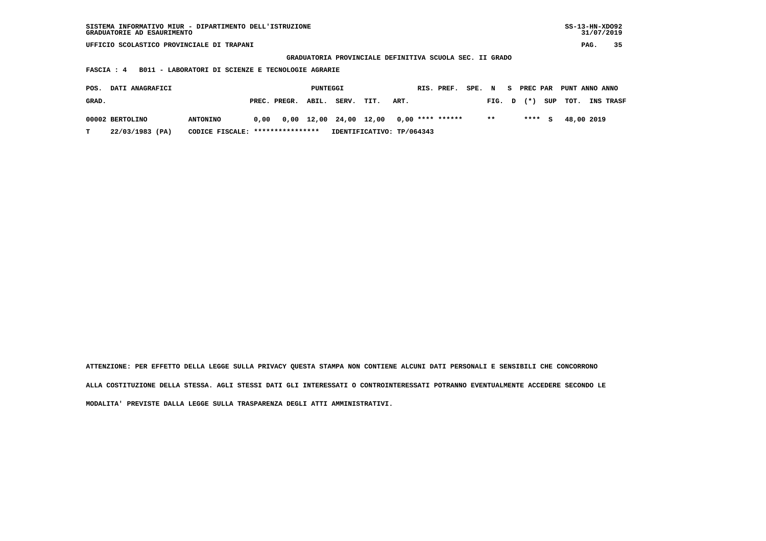SISTEMA INFORMATIVO MIUR - DIPARTIMENTO DELL'ISTRUZIONE
GRADUATORIE AD ESAURIMENTO

UFFICIO SCOLASTICO PROVINCIALE DI TRAPANI

**GRADUATORIA PROVINCIALE DEFINITIVA SCUOLA SEC. II GRADO**

**FASCIA : 4 B011 - LABORATORI DI SCIENZE E TECNOLOGIE AGRARIE**

| POS. GRAD. | DATI ANAGRAFICI | | PUNTEGGI PREC. | PREGR. | ABIL. | SERV. | TIT. | ART. | RIS. | PREF. | SPE. | N FIG. | S D | PREC (*) | PAR SUP | PUNT TOT. | ANNO INS | ANNO TRASF |
|---|---|---|---|---|---|---|---|---|---|---|---|---|---|---|---|---|---|---|
| 00002 | BERTOLINO | ANTONINO | 0,00 | 0,00 | 12,00 | 24,00 | 12,00 | 0,00 | **** | ****** | | ** | | **** | S | 48,00 | 2019 | |
| T | 22/03/1983 (PA) | CODICE FISCALE: **************** | IDENTIFICATIVO: TP/064343 | | | | | | | | | | | | | | | |

ATTENZIONE: PER EFFETTO DELLA LEGGE SULLA PRIVACY QUESTA STAMPA NON CONTIENE ALCUNI DATI PERSONALI E SENSIBILI CHE CONCORRONO ALLA COSTITUZIONE DELLA STESSA. AGLI STESSI DATI GLI INTERESSATI O CONTROINTERESSATI POTRANNO EVENTUALMENTE ACCEDERE SECONDO LE MODALITA' PREVISTE DALLA LEGGE SULLA TRASPARENZA DEGLI ATTI AMMINISTRATIVI.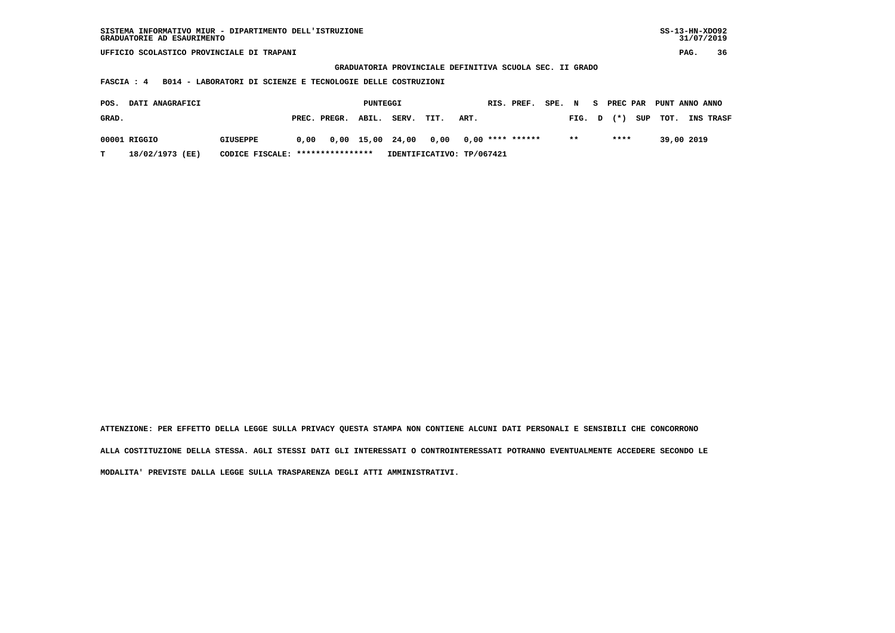SISTEMA INFORMATIVO MIUR - DIPARTIMENTO DELL'ISTRUZIONE
GRADUATORIE AD ESAURIMENTO

SS-13-HN-XDO92
31/07/2019

UFFICIO SCOLASTICO PROVINCIALE DI TRAPANI

**GRADUATORIA PROVINCIALE DEFINITIVA SCUOLA SEC. II GRADO**

**FASCIA : 4 B014 - LABORATORI DI SCIENZE E TECNOLOGIE DELLE COSTRUZIONI**

| POS. GRAD. | DATI ANAGRAFICI | | PREC. | PREGR. | ABIL. | SERV. | TIT. | ART. | RIS. | PREF. | SPE. | N FIG. | S D | PREC PAR (*) | SUP | PUNT TOT. | ANNO INS | ANNO TRASF |
|---|---|---|---|---|---|---|---|---|---|---|---|---|---|---|---|---|---|---|
| 00001 | RIGGIO | GIUSEPPE | 0,00 | 0,00 | 15,00 | 24,00 | 0,00 | 0,00 | **** | ****** | | ** | | **** | | 39,00 | 2019 | |
| T | 18/02/1973 (EE) | CODICE FISCALE: **************** | IDENTIFICATIVO: TP/067421 | | | | | | | | | | | | | | | |

ATTENZIONE: PER EFFETTO DELLA LEGGE SULLA PRIVACY QUESTA STAMPA NON CONTIENE ALCUNI DATI PERSONALI E SENSIBILI CHE CONCORRONO ALLA COSTITUZIONE DELLA STESSA. AGLI STESSI DATI GLI INTERESSATI O CONTROINTERESSATI POTRANNO EVENTUALMENTE ACCEDERE SECONDO LE MODALITA' PREVISTE DALLA LEGGE SULLA TRASPARENZA DEGLI ATTI AMMINISTRATIVI.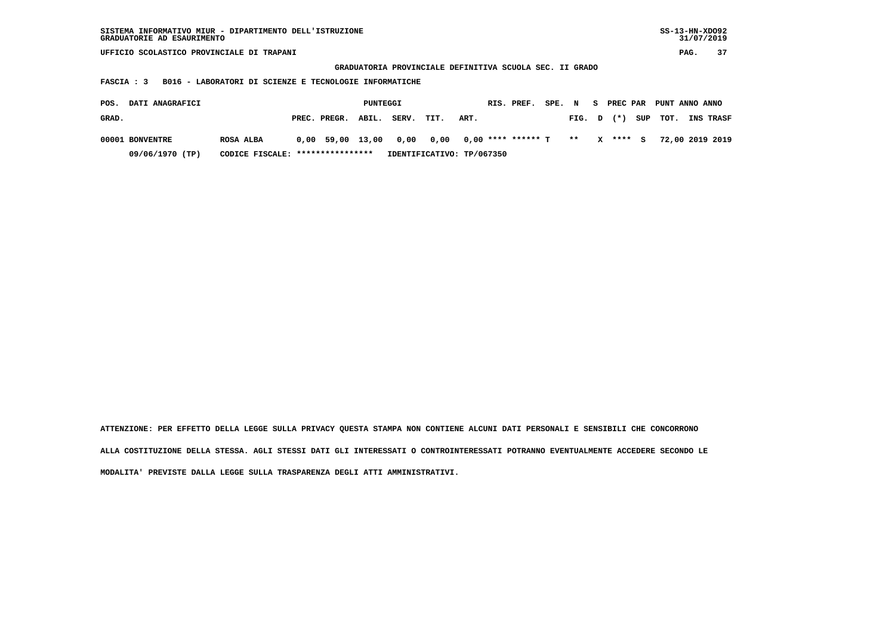SISTEMA INFORMATIVO MIUR - DIPARTIMENTO DELL'ISTRUZIONE
GRADUATORIE AD ESAURIMENTO

SS-13-HN-XDO92
31/07/2019

UFFICIO SCOLASTICO PROVINCIALE DI TRAPANI

## GRADUATORIA PROVINCIALE DEFINITIVA SCUOLA SEC. II GRADO

**FASCIA : 3 B016 - LABORATORI DI SCIENZE E TECNOLOGIE INFORMATICHE**

| POS. GRAD. | DATI ANAGRAFICI | | PUNTEGGI PREC. | PREGR. | ABIL. | SERV. | TIT. | ART. | RIS. | PREF. | SPE. | N FIG. | S D | PREC PAR (*) | SUP | PUNT TOT. | ANNO INS | ANNO TRASF |
|---|---|---|---|---|---|---|---|---|---|---|---|---|---|---|---|---|---|---|
| 00001 | BONVENTRE | ROSA ALBA | 0,00 | 59,00 | 13,00 | 0,00 | 0,00 | 0,00 | **** | ****** | T | ** | X | **** | S | 72,00 | 2019 | 2019 |
| | 09/06/1970 (TP) | CODICE FISCALE: **************** | IDENTIFICATIVO: TP/067350 | | | | | | | | | | | | | | | |

ATTENZIONE: PER EFFETTO DELLA LEGGE SULLA PRIVACY QUESTA STAMPA NON CONTIENE ALCUNI DATI PERSONALI E SENSIBILI CHE CONCORRONO ALLA COSTITUZIONE DELLA STESSA. AGLI STESSI DATI GLI INTERESSATI O CONTROINTERESSATI POTRANNO EVENTUALMENTE ACCEDERE SECONDO LE MODALITA' PREVISTE DALLA LEGGE SULLA TRASPARENZA DEGLI ATTI AMMINISTRATIVI.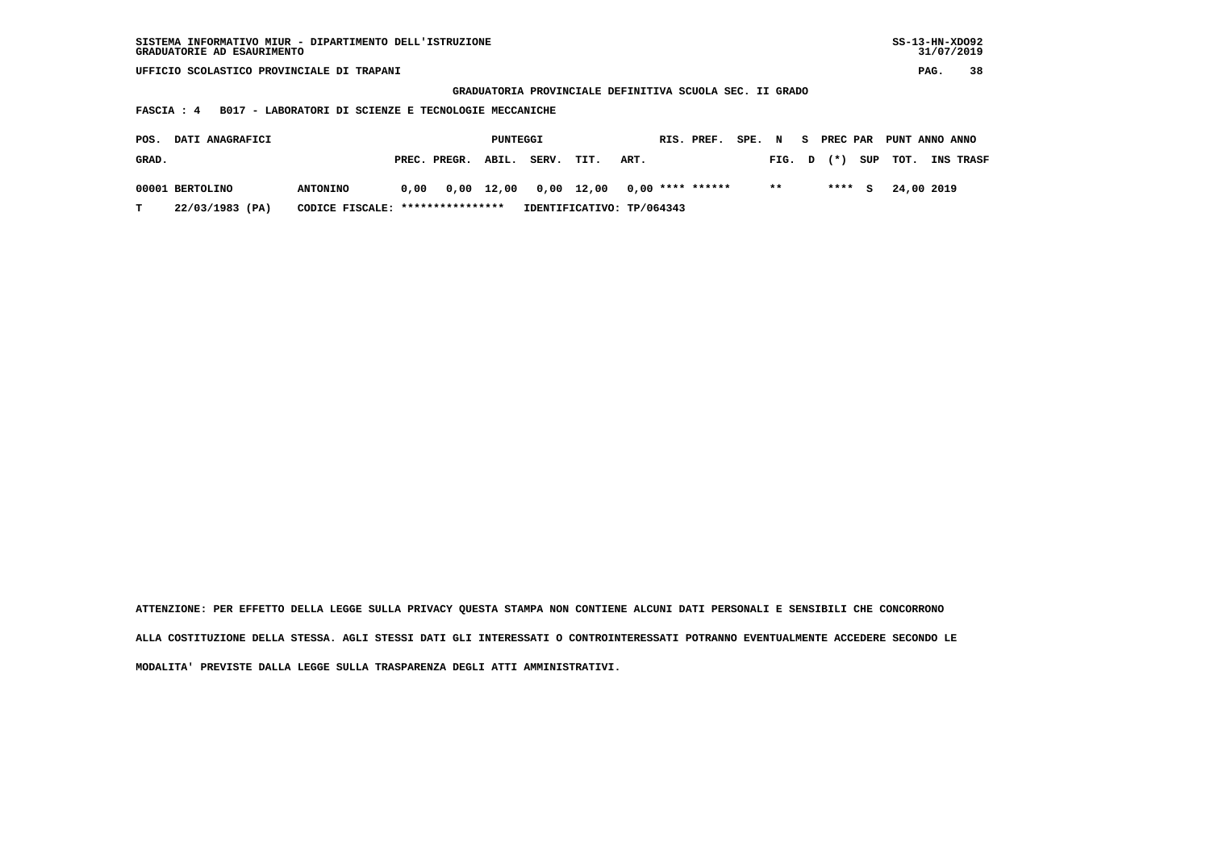SISTEMA INFORMATIVO MIUR - DIPARTIMENTO DELL'ISTRUZIONE
GRADUATORIE AD ESAURIMENTO

SS-13-HN-XDO92
31/07/2019

UFFICIO SCOLASTICO PROVINCIALE DI TRAPANI

**GRADUATORIA PROVINCIALE DEFINITIVA SCUOLA SEC. II GRADO**

**FASCIA : 4 B017 - LABORATORI DI SCIENZE E TECNOLOGIE MECCANICHE**

| POS. GRAD. | DATI ANAGRAFICI | | PUNTEGGI PREC. | PREGR. | ABIL. | SERV. | TIT. | ART. | RIS. | PREF. | SPE. | N FIG. | S D | PREC (*) | PAR SUP | PUNT TOT. | ANNO INS | ANNO TRASF |
|---|---|---|---|---|---|---|---|---|---|---|---|---|---|---|---|---|---|---|
| 00001 | BERTOLINO | ANTONINO | 0,00 | 0,00 | 12,00 | 0,00 | 12,00 | 0,00 | **** | ****** | | ** | | **** | S | 24,00 | 2019 | |
| T | 22/03/1983 (PA) | CODICE FISCALE: **************** | IDENTIFICATIVO: TP/064343 | | | | | | | | | | | | | | | |

ATTENZIONE: PER EFFETTO DELLA LEGGE SULLA PRIVACY QUESTA STAMPA NON CONTIENE ALCUNI DATI PERSONALI E SENSIBILI CHE CONCORRONO ALLA COSTITUZIONE DELLA STESSA. AGLI STESSI DATI GLI INTERESSATI O CONTROINTERESSATI POTRANNO EVENTUALMENTE ACCEDERE SECONDO LE MODALITA' PREVISTE DALLA LEGGE SULLA TRASPARENZA DEGLI ATTI AMMINISTRATIVI.